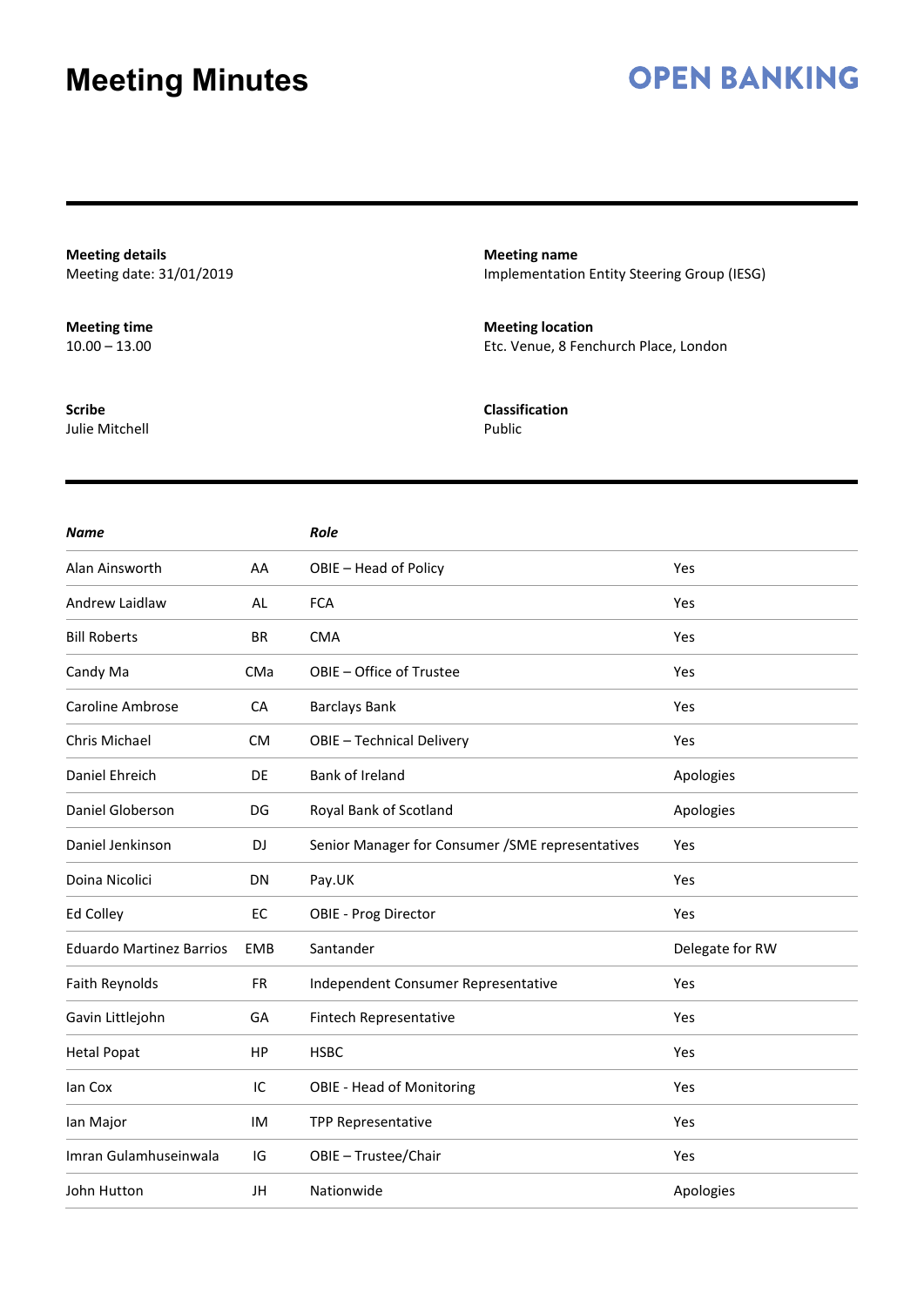# Meeting Minutes

**OPEN BANKING**

---

**Meeting details**
Meeting date: 31/01/2019

**Meeting name**
Implementation Entity Steering Group (IESG)

**Meeting time**
10.00 – 13.00

**Meeting location**
Etc. Venue, 8 Fenchurch Place, London

**Scribe**
Julie Mitchell

**Classification**
Public

---

| *Name* | | *Role* | |
|---|---|---|---|
| Alan Ainsworth | AA | OBIE – Head of Policy | Yes |
| Andrew Laidlaw | AL | FCA | Yes |
| Bill Roberts | BR | CMA | Yes |
| Candy Ma | CMa | OBIE – Office of Trustee | Yes |
| Caroline Ambrose | CA | Barclays Bank | Yes |
| Chris Michael | CM | OBIE – Technical Delivery | Yes |
| Daniel Ehreich | DE | Bank of Ireland | Apologies |
| Daniel Globerson | DG | Royal Bank of Scotland | Apologies |
| Daniel Jenkinson | DJ | Senior Manager for Consumer /SME representatives | Yes |
| Doina Nicolici | DN | Pay.UK | Yes |
| Ed Colley | EC | OBIE - Prog Director | Yes |
| Eduardo Martinez Barrios | EMB | Santander | Delegate for RW |
| Faith Reynolds | FR | Independent Consumer Representative | Yes |
| Gavin Littlejohn | GA | Fintech Representative | Yes |
| Hetal Popat | HP | HSBC | Yes |
| Ian Cox | IC | OBIE - Head of Monitoring | Yes |
| Ian Major | IM | TPP Representative | Yes |
| Imran Gulamhuseinwala | IG | OBIE – Trustee/Chair | Yes |
| John Hutton | JH | Nationwide | Apologies |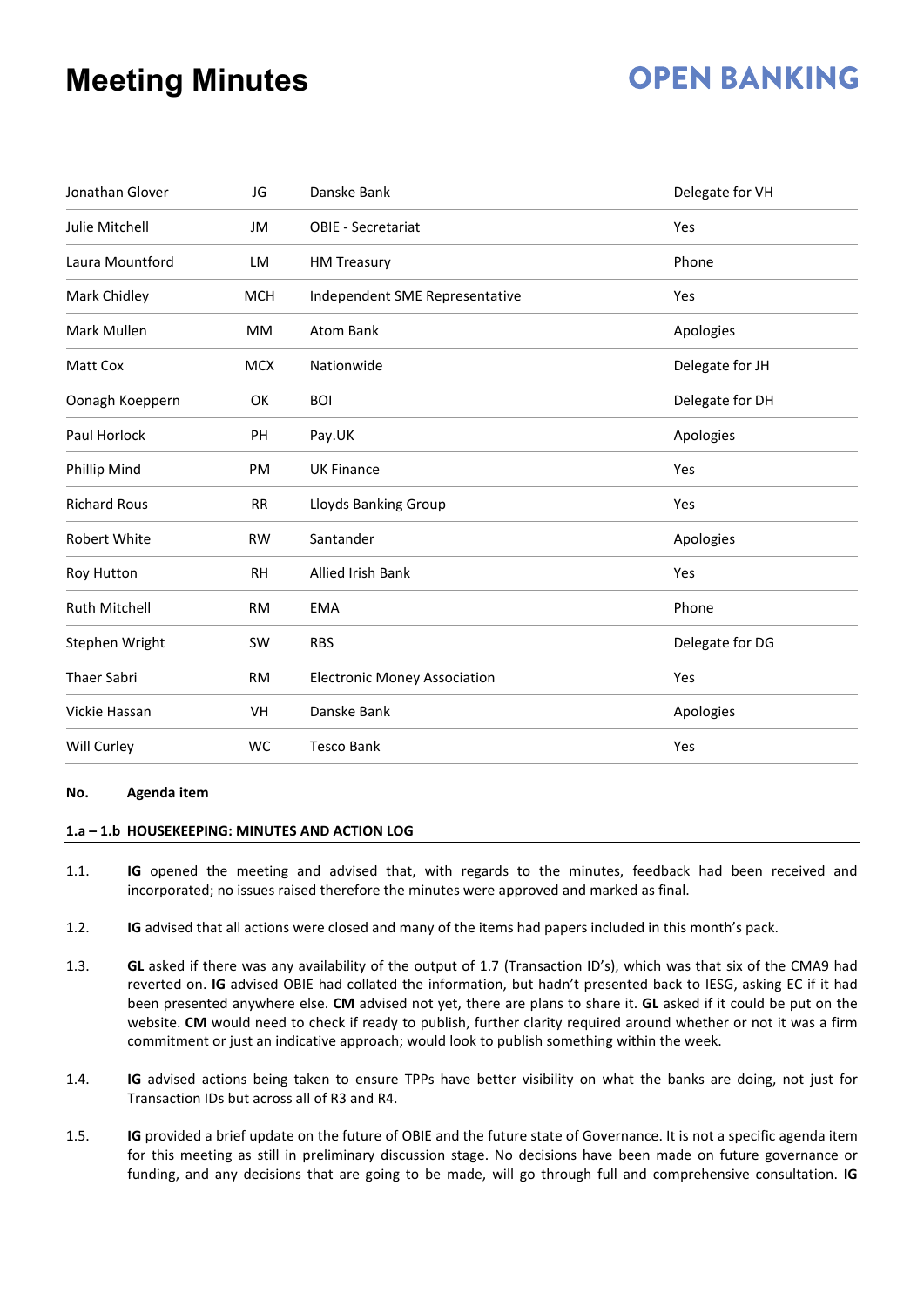# Meeting Minutes

**OPEN BANKING**

| | | | |
|---|---|---|---|
| Jonathan Glover | JG | Danske Bank | Delegate for VH |
| Julie Mitchell | JM | OBIE - Secretariat | Yes |
| Laura Mountford | LM | HM Treasury | Phone |
| Mark Chidley | MCH | Independent SME Representative | Yes |
| Mark Mullen | MM | Atom Bank | Apologies |
| Matt Cox | MCX | Nationwide | Delegate for JH |
| Oonagh Koeppern | OK | BOI | Delegate for DH |
| Paul Horlock | PH | Pay.UK | Apologies |
| Phillip Mind | PM | UK Finance | Yes |
| Richard Rous | RR | Lloyds Banking Group | Yes |
| Robert White | RW | Santander | Apologies |
| Roy Hutton | RH | Allied Irish Bank | Yes |
| Ruth Mitchell | RM | EMA | Phone |
| Stephen Wright | SW | RBS | Delegate for DG |
| Thaer Sabri | RM | Electronic Money Association | Yes |
| Vickie Hassan | VH | Danske Bank | Apologies |
| Will Curley | WC | Tesco Bank | Yes |

**No. Agenda item**

**1.a – 1.b HOUSEKEEPING: MINUTES AND ACTION LOG**

1.1. **IG** opened the meeting and advised that, with regards to the minutes, feedback had been received and incorporated; no issues raised therefore the minutes were approved and marked as final.

1.2. **IG** advised that all actions were closed and many of the items had papers included in this month's pack.

1.3. **GL** asked if there was any availability of the output of 1.7 (Transaction ID's), which was that six of the CMA9 had reverted on. **IG** advised OBIE had collated the information, but hadn't presented back to IESG, asking EC if it had been presented anywhere else. **CM** advised not yet, there are plans to share it. **GL** asked if it could be put on the website. **CM** would need to check if ready to publish, further clarity required around whether or not it was a firm commitment or just an indicative approach; would look to publish something within the week.

1.4. **IG** advised actions being taken to ensure TPPs have better visibility on what the banks are doing, not just for Transaction IDs but across all of R3 and R4.

1.5. **IG** provided a brief update on the future of OBIE and the future state of Governance. It is not a specific agenda item for this meeting as still in preliminary discussion stage. No decisions have been made on future governance or funding, and any decisions that are going to be made, will go through full and comprehensive consultation. **IG**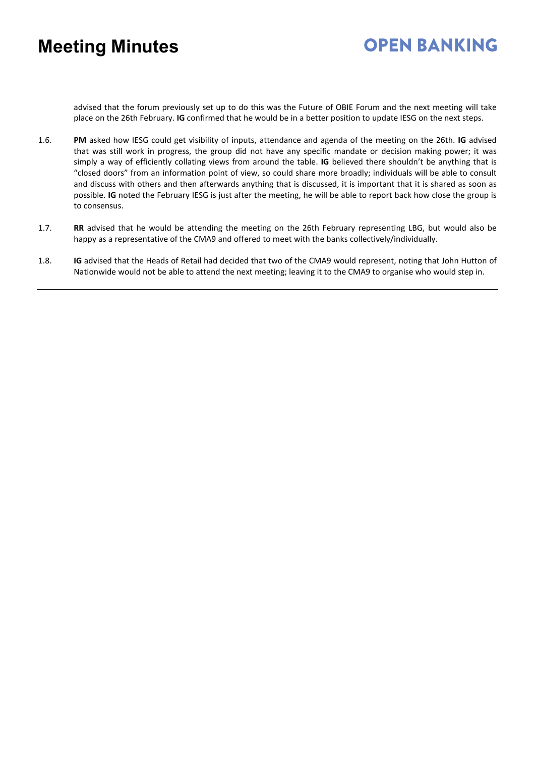advised that the forum previously set up to do this was the Future of OBIE Forum and the next meeting will take place on the 26th February. **IG** confirmed that he would be in a better position to update IESG on the next steps.

1.6. **PM** asked how IESG could get visibility of inputs, attendance and agenda of the meeting on the 26th. **IG** advised that was still work in progress, the group did not have any specific mandate or decision making power; it was simply a way of efficiently collating views from around the table. **IG** believed there shouldn't be anything that is "closed doors" from an information point of view, so could share more broadly; individuals will be able to consult and discuss with others and then afterwards anything that is discussed, it is important that it is shared as soon as possible. **IG** noted the February IESG is just after the meeting, he will be able to report back how close the group is to consensus.

1.7. **RR** advised that he would be attending the meeting on the 26th February representing LBG, but would also be happy as a representative of the CMA9 and offered to meet with the banks collectively/individually.

1.8. **IG** advised that the Heads of Retail had decided that two of the CMA9 would represent, noting that John Hutton of Nationwide would not be able to attend the next meeting; leaving it to the CMA9 to organise who would step in.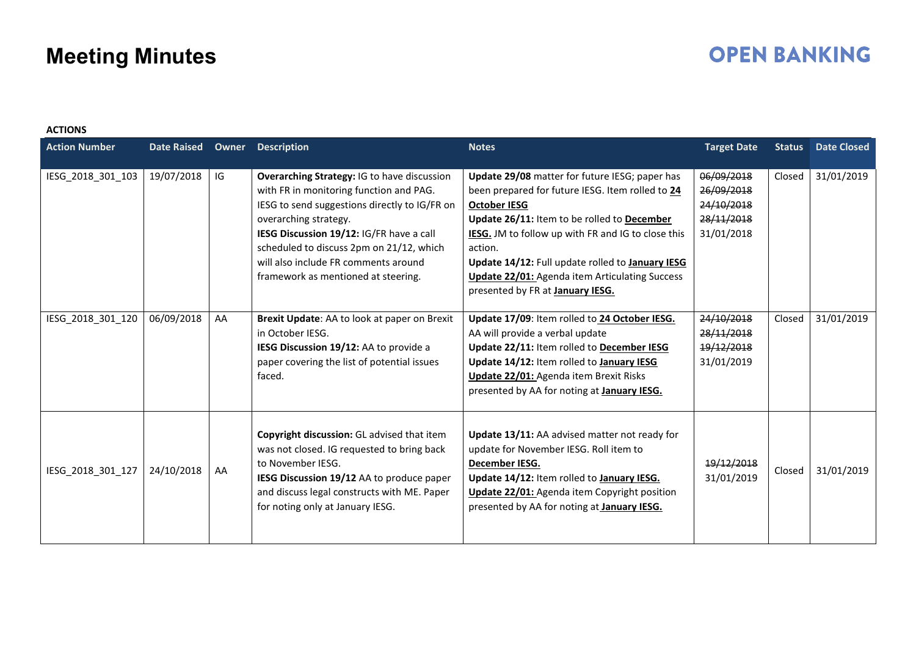# Meeting Minutes

**ACTIONS**

| Action Number | Date Raised | Owner | Description | Notes | Target Date | Status | Date Closed |
|---|---|---|---|---|---|---|---|
| IESG_2018_301_103 | 19/07/2018 | IG | **Overarching Strategy:** IG to have discussion with FR in monitoring function and PAG. IESG to send suggestions directly to IG/FR on overarching strategy.<br>**IESG Discussion 19/12:** IG/FR have a call scheduled to discuss 2pm on 21/12, which will also include FR comments around framework as mentioned at steering. | **Update 29/08** matter for future IESG; paper has been prepared for future IESG. Item rolled to **24 October IESG**<br>**Update 26/11:** Item to be rolled to **December IESG.** JM to follow up with FR and IG to close this action.<br>**Update 14/12:** Full update rolled to **January IESG**<br>**Update 22/01:** Agenda item Articulating Success presented by FR at **January IESG.** | ~~06/09/2018~~<br>~~26/09/2018~~<br>~~24/10/2018~~<br>~~28/11/2018~~<br>31/01/2018 | Closed | 31/01/2019 |
| IESG_2018_301_120 | 06/09/2018 | AA | **Brexit Update**: AA to look at paper on Brexit in October IESG.<br>**IESG Discussion 19/12:** AA to provide a paper covering the list of potential issues faced. | **Update 17/09**: Item rolled to **24 October IESG.** AA will provide a verbal update<br>**Update 22/11:** Item rolled to **December IESG**<br>**Update 14/12:** Item rolled to **January IESG**<br>**Update 22/01:** Agenda item Brexit Risks presented by AA for noting at **January IESG.** | ~~24/10/2018~~<br>~~28/11/2018~~<br>~~19/12/2018~~<br>31/01/2019 | Closed | 31/01/2019 |
| IESG_2018_301_127 | 24/10/2018 | AA | **Copyright discussion:** GL advised that item was not closed. IG requested to bring back to November IESG.<br>**IESG Discussion 19/12** AA to produce paper and discuss legal constructs with ME. Paper for noting only at January IESG. | **Update 13/11:** AA advised matter not ready for update for November IESG. Roll item to **December IESG.**<br>**Update 14/12:** Item rolled to **January IESG.**<br>**Update 22/01:** Agenda item Copyright position presented by AA for noting at **January IESG.** | ~~19/12/2018~~<br>31/01/2019 | Closed | 31/01/2019 |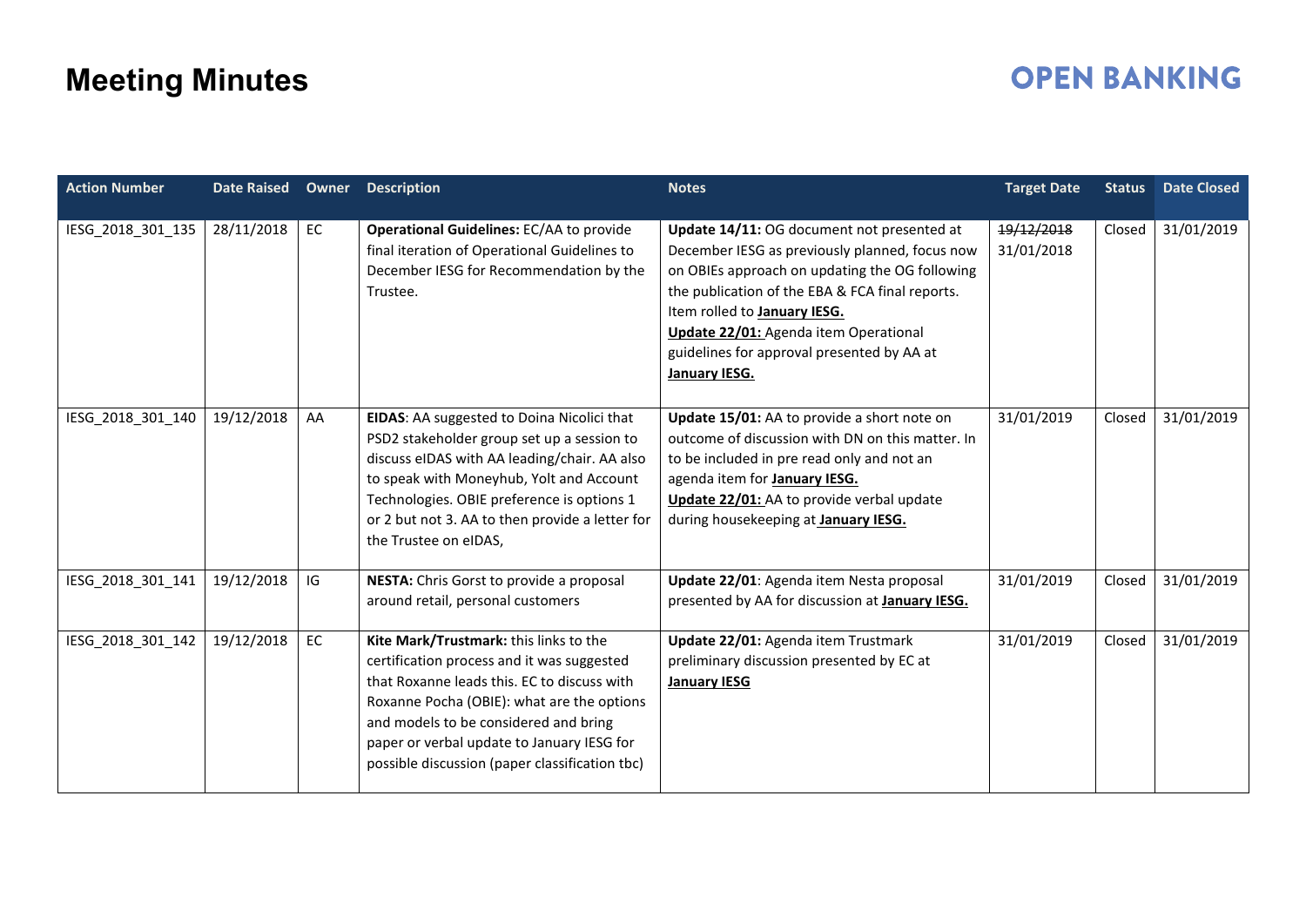# Meeting Minutes

| Action Number | Date Raised | Owner | Description | Notes | Target Date | Status | Date Closed |
|---|---|---|---|---|---|---|---|
| IESG_2018_301_135 | 28/11/2018 | EC | **Operational Guidelines:** EC/AA to provide final iteration of Operational Guidelines to December IESG for Recommendation by the Trustee. | **Update 14/11:** OG document not presented at December IESG as previously planned, focus now on OBIEs approach on updating the OG following the publication of the EBA & FCA final reports. Item rolled to **January IESG.** **Update 22/01:** Agenda item Operational guidelines for approval presented by AA at **January IESG.** | ~~19/12/2018~~ 31/01/2018 | Closed | 31/01/2019 |
| IESG_2018_301_140 | 19/12/2018 | AA | **EIDAS**: AA suggested to Doina Nicolici that PSD2 stakeholder group set up a session to discuss eIDAS with AA leading/chair. AA also to speak with Moneyhub, Yolt and Account Technologies. OBIE preference is options 1 or 2 but not 3. AA to then provide a letter for the Trustee on eIDAS, | **Update 15/01:** AA to provide a short note on outcome of discussion with DN on this matter. In to be included in pre read only and not an agenda item for **January IESG.** **Update 22/01:** AA to provide verbal update during housekeeping at **January IESG.** | 31/01/2019 | Closed | 31/01/2019 |
| IESG_2018_301_141 | 19/12/2018 | IG | **NESTA:** Chris Gorst to provide a proposal around retail, personal customers | **Update 22/01**: Agenda item Nesta proposal presented by AA for discussion at **January IESG.** | 31/01/2019 | Closed | 31/01/2019 |
| IESG_2018_301_142 | 19/12/2018 | EC | **Kite Mark/Trustmark:** this links to the certification process and it was suggested that Roxanne leads this. EC to discuss with Roxanne Pocha (OBIE): what are the options and models to be considered and bring paper or verbal update to January IESG for possible discussion (paper classification tbc) | **Update 22/01:** Agenda item Trustmark preliminary discussion presented by EC at **January IESG** | 31/01/2019 | Closed | 31/01/2019 |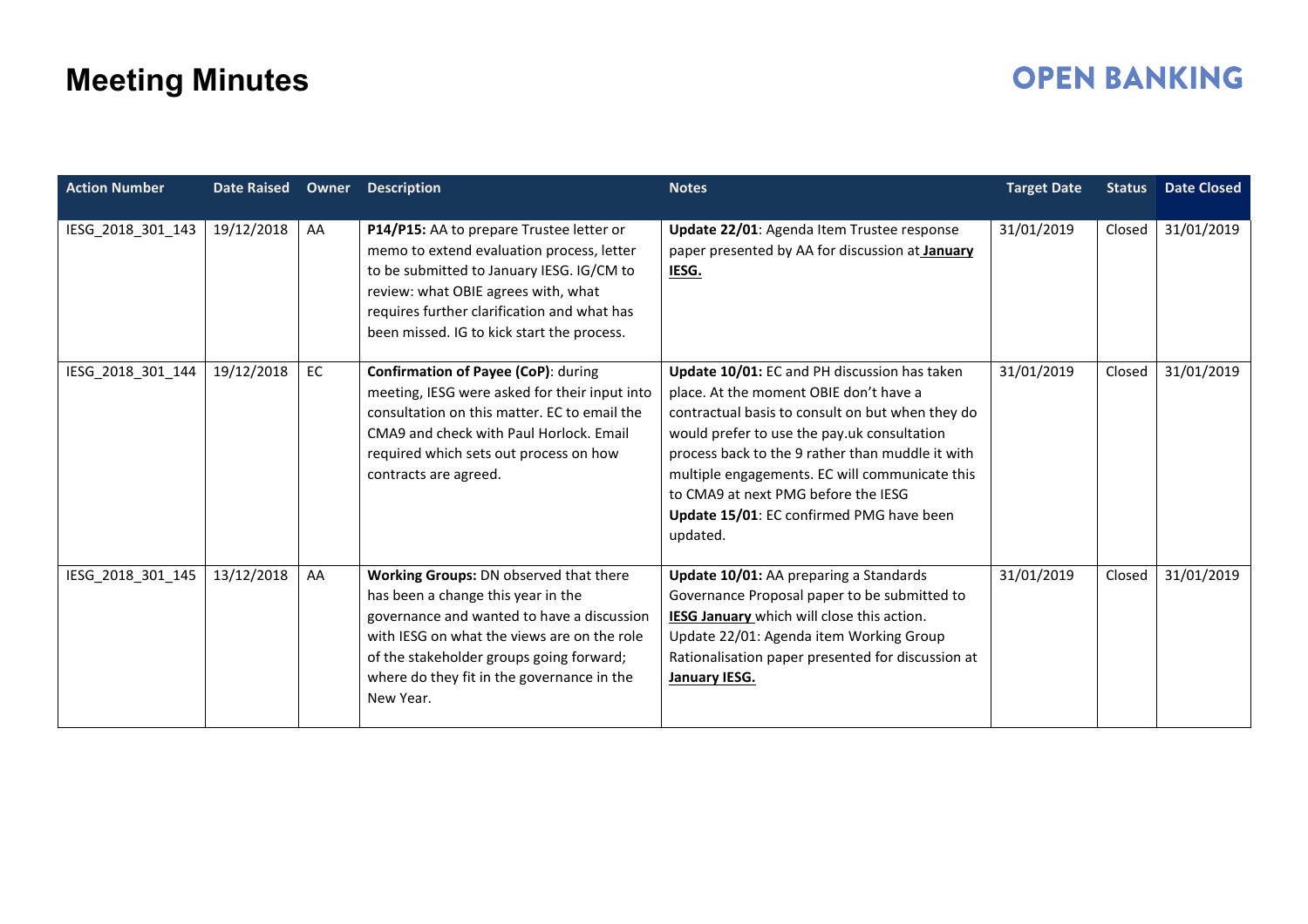# Meeting Minutes

| Action Number | Date Raised | Owner | Description | Notes | Target Date | Status | Date Closed |
|---|---|---|---|---|---|---|---|
| IESG_2018_301_143 | 19/12/2018 | AA | **P14/P15:** AA to prepare Trustee letter or memo to extend evaluation process, letter to be submitted to January IESG. IG/CM to review: what OBIE agrees with, what requires further clarification and what has been missed. IG to kick start the process. | **Update 22/01**: Agenda Item Trustee response paper presented by AA for discussion at **January IESG.** | 31/01/2019 | Closed | 31/01/2019 |
| IESG_2018_301_144 | 19/12/2018 | EC | **Confirmation of Payee (CoP)**: during meeting, IESG were asked for their input into consultation on this matter. EC to email the CMA9 and check with Paul Horlock. Email required which sets out process on how contracts are agreed. | **Update 10/01:** EC and PH discussion has taken place. At the moment OBIE don't have a contractual basis to consult on but when they do would prefer to use the pay.uk consultation process back to the 9 rather than muddle it with multiple engagements. EC will communicate this to CMA9 at next PMG before the IESG<br>**Update 15/01**: EC confirmed PMG have been updated. | 31/01/2019 | Closed | 31/01/2019 |
| IESG_2018_301_145 | 13/12/2018 | AA | **Working Groups:** DN observed that there has been a change this year in the governance and wanted to have a discussion with IESG on what the views are on the role of the stakeholder groups going forward; where do they fit in the governance in the New Year. | **Update 10/01:** AA preparing a Standards Governance Proposal paper to be submitted to **IESG January** which will close this action.<br>Update 22/01: Agenda item Working Group Rationalisation paper presented for discussion at **January IESG.** | 31/01/2019 | Closed | 31/01/2019 |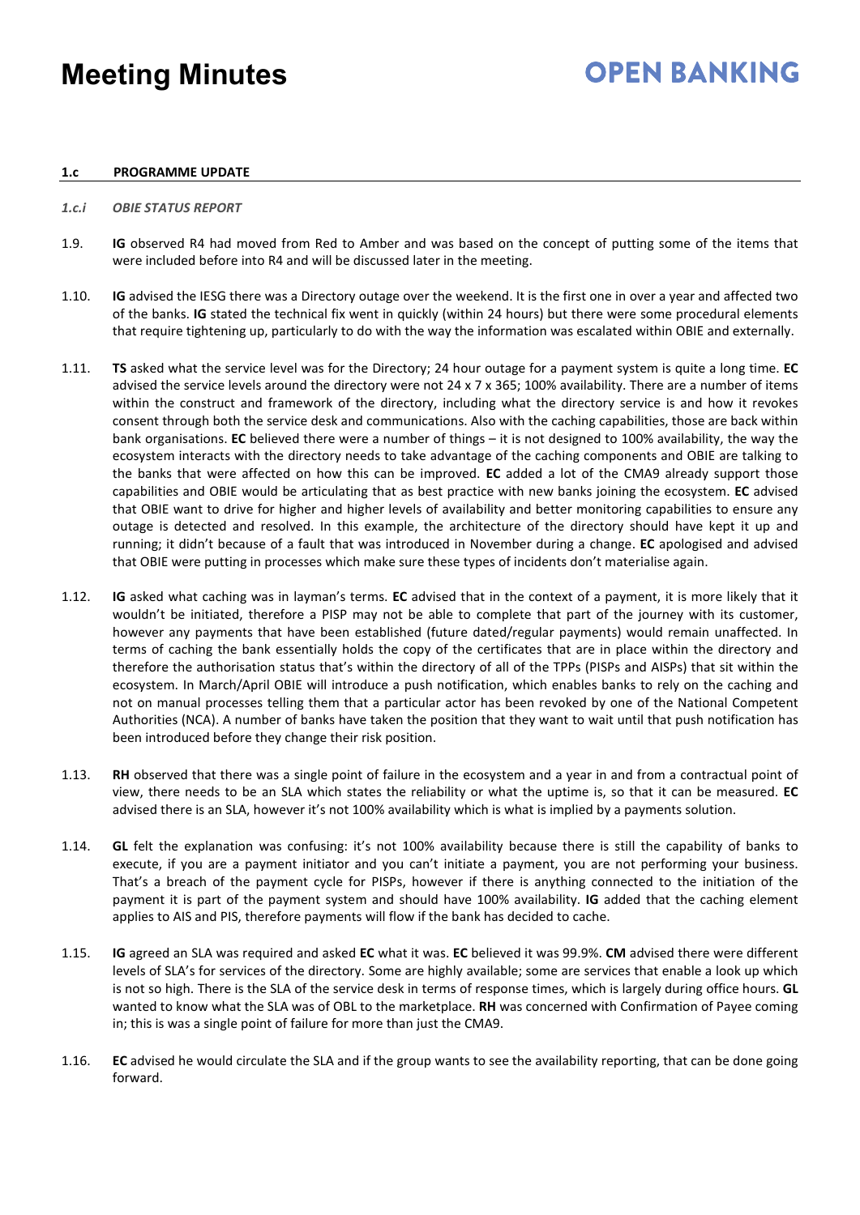**1.c PROGRAMME UPDATE**

*1.c.i OBIE STATUS REPORT*

1.9. **IG** observed R4 had moved from Red to Amber and was based on the concept of putting some of the items that were included before into R4 and will be discussed later in the meeting.

1.10. **IG** advised the IESG there was a Directory outage over the weekend. It is the first one in over a year and affected two of the banks. **IG** stated the technical fix went in quickly (within 24 hours) but there were some procedural elements that require tightening up, particularly to do with the way the information was escalated within OBIE and externally.

1.11. **TS** asked what the service level was for the Directory; 24 hour outage for a payment system is quite a long time. **EC** advised the service levels around the directory were not 24 x 7 x 365; 100% availability. There are a number of items within the construct and framework of the directory, including what the directory service is and how it revokes consent through both the service desk and communications. Also with the caching capabilities, those are back within bank organisations. **EC** believed there were a number of things – it is not designed to 100% availability, the way the ecosystem interacts with the directory needs to take advantage of the caching components and OBIE are talking to the banks that were affected on how this can be improved. **EC** added a lot of the CMA9 already support those capabilities and OBIE would be articulating that as best practice with new banks joining the ecosystem. **EC** advised that OBIE want to drive for higher and higher levels of availability and better monitoring capabilities to ensure any outage is detected and resolved. In this example, the architecture of the directory should have kept it up and running; it didn't because of a fault that was introduced in November during a change. **EC** apologised and advised that OBIE were putting in processes which make sure these types of incidents don't materialise again.

1.12. **IG** asked what caching was in layman's terms. **EC** advised that in the context of a payment, it is more likely that it wouldn't be initiated, therefore a PISP may not be able to complete that part of the journey with its customer, however any payments that have been established (future dated/regular payments) would remain unaffected. In terms of caching the bank essentially holds the copy of the certificates that are in place within the directory and therefore the authorisation status that's within the directory of all of the TPPs (PISPs and AISPs) that sit within the ecosystem. In March/April OBIE will introduce a push notification, which enables banks to rely on the caching and not on manual processes telling them that a particular actor has been revoked by one of the National Competent Authorities (NCA). A number of banks have taken the position that they want to wait until that push notification has been introduced before they change their risk position.

1.13. **RH** observed that there was a single point of failure in the ecosystem and a year in and from a contractual point of view, there needs to be an SLA which states the reliability or what the uptime is, so that it can be measured. **EC** advised there is an SLA, however it's not 100% availability which is what is implied by a payments solution.

1.14. **GL** felt the explanation was confusing: it's not 100% availability because there is still the capability of banks to execute, if you are a payment initiator and you can't initiate a payment, you are not performing your business. That's a breach of the payment cycle for PISPs, however if there is anything connected to the initiation of the payment it is part of the payment system and should have 100% availability. **IG** added that the caching element applies to AIS and PIS, therefore payments will flow if the bank has decided to cache.

1.15. **IG** agreed an SLA was required and asked **EC** what it was. **EC** believed it was 99.9%. **CM** advised there were different levels of SLA's for services of the directory. Some are highly available; some are services that enable a look up which is not so high. There is the SLA of the service desk in terms of response times, which is largely during office hours. **GL** wanted to know what the SLA was of OBL to the marketplace. **RH** was concerned with Confirmation of Payee coming in; this is was a single point of failure for more than just the CMA9.

1.16. **EC** advised he would circulate the SLA and if the group wants to see the availability reporting, that can be done going forward.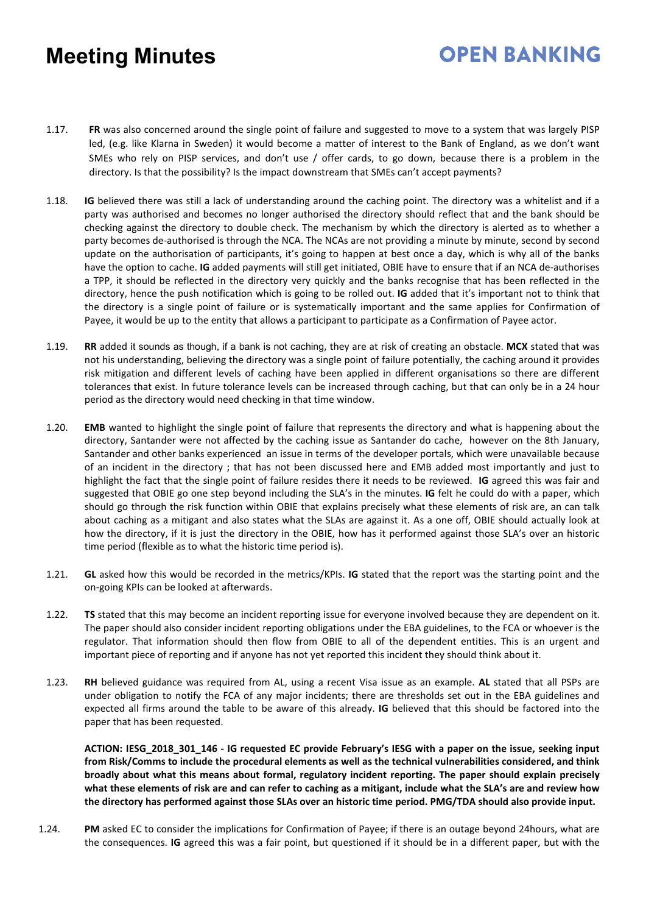1.17. **FR** was also concerned around the single point of failure and suggested to move to a system that was largely PISP led, (e.g. like Klarna in Sweden) it would become a matter of interest to the Bank of England, as we don't want SMEs who rely on PISP services, and don't use / offer cards, to go down, because there is a problem in the directory. Is that the possibility? Is the impact downstream that SMEs can't accept payments?

1.18. **IG** believed there was still a lack of understanding around the caching point. The directory was a whitelist and if a party was authorised and becomes no longer authorised the directory should reflect that and the bank should be checking against the directory to double check. The mechanism by which the directory is alerted as to whether a party becomes de-authorised is through the NCA. The NCAs are not providing a minute by minute, second by second update on the authorisation of participants, it's going to happen at best once a day, which is why all of the banks have the option to cache. **IG** added payments will still get initiated, OBIE have to ensure that if an NCA de-authorises a TPP, it should be reflected in the directory very quickly and the banks recognise that has been reflected in the directory, hence the push notification which is going to be rolled out. **IG** added that it's important not to think that the directory is a single point of failure or is systematically important and the same applies for Confirmation of Payee, it would be up to the entity that allows a participant to participate as a Confirmation of Payee actor.

1.19. **RR** added it sounds as though, if a bank is not caching, they are at risk of creating an obstacle. **MCX** stated that was not his understanding, believing the directory was a single point of failure potentially, the caching around it provides risk mitigation and different levels of caching have been applied in different organisations so there are different tolerances that exist. In future tolerance levels can be increased through caching, but that can only be in a 24 hour period as the directory would need checking in that time window.

1.20. **EMB** wanted to highlight the single point of failure that represents the directory and what is happening about the directory, Santander were not affected by the caching issue as Santander do cache, however on the 8th January, Santander and other banks experienced an issue in terms of the developer portals, which were unavailable because of an incident in the directory ; that has not been discussed here and EMB added most importantly and just to highlight the fact that the single point of failure resides there it needs to be reviewed. **IG** agreed this was fair and suggested that OBIE go one step beyond including the SLA's in the minutes. **IG** felt he could do with a paper, which should go through the risk function within OBIE that explains precisely what these elements of risk are, an can talk about caching as a mitigant and also states what the SLAs are against it. As a one off, OBIE should actually look at how the directory, if it is just the directory in the OBIE, how has it performed against those SLA's over an historic time period (flexible as to what the historic time period is).

1.21. **GL** asked how this would be recorded in the metrics/KPIs. **IG** stated that the report was the starting point and the on-going KPIs can be looked at afterwards.

1.22. **TS** stated that this may become an incident reporting issue for everyone involved because they are dependent on it. The paper should also consider incident reporting obligations under the EBA guidelines, to the FCA or whoever is the regulator. That information should then flow from OBIE to all of the dependent entities. This is an urgent and important piece of reporting and if anyone has not yet reported this incident they should think about it.

1.23. **RH** believed guidance was required from AL, using a recent Visa issue as an example. **AL** stated that all PSPs are under obligation to notify the FCA of any major incidents; there are thresholds set out in the EBA guidelines and expected all firms around the table to be aware of this already. **IG** believed that this should be factored into the paper that has been requested.

**ACTION: IESG_2018_301_146 - IG requested EC provide February's IESG with a paper on the issue, seeking input from Risk/Comms to include the procedural elements as well as the technical vulnerabilities considered, and think broadly about what this means about formal, regulatory incident reporting. The paper should explain precisely what these elements of risk are and can refer to caching as a mitigant, include what the SLA's are and review how the directory has performed against those SLAs over an historic time period. PMG/TDA should also provide input.**

1.24. **PM** asked EC to consider the implications for Confirmation of Payee; if there is an outage beyond 24hours, what are the consequences. **IG** agreed this was a fair point, but questioned if it should be in a different paper, but with the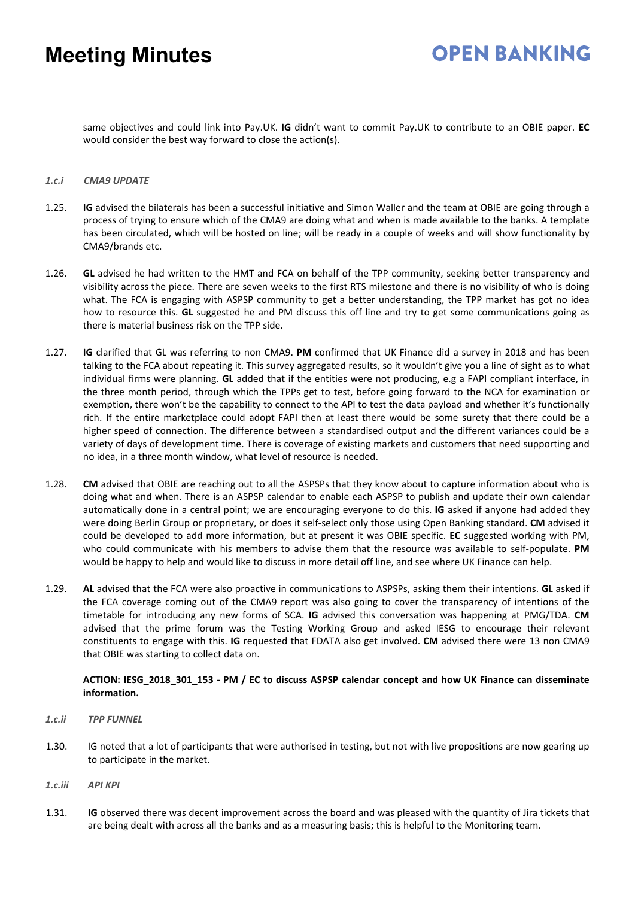same objectives and could link into Pay.UK. **IG** didn't want to commit Pay.UK to contribute to an OBIE paper. **EC** would consider the best way forward to close the action(s).

### *1.c.i CMA9 UPDATE*

1.25. **IG** advised the bilaterals has been a successful initiative and Simon Waller and the team at OBIE are going through a process of trying to ensure which of the CMA9 are doing what and when is made available to the banks. A template has been circulated, which will be hosted on line; will be ready in a couple of weeks and will show functionality by CMA9/brands etc.

1.26. **GL** advised he had written to the HMT and FCA on behalf of the TPP community, seeking better transparency and visibility across the piece. There are seven weeks to the first RTS milestone and there is no visibility of who is doing what. The FCA is engaging with ASPSP community to get a better understanding, the TPP market has got no idea how to resource this. **GL** suggested he and PM discuss this off line and try to get some communications going as there is material business risk on the TPP side.

1.27. **IG** clarified that GL was referring to non CMA9. **PM** confirmed that UK Finance did a survey in 2018 and has been talking to the FCA about repeating it. This survey aggregated results, so it wouldn't give you a line of sight as to what individual firms were planning. **GL** added that if the entities were not producing, e.g a FAPI compliant interface, in the three month period, through which the TPPs get to test, before going forward to the NCA for examination or exemption, there won't be the capability to connect to the API to test the data payload and whether it's functionally rich. If the entire marketplace could adopt FAPI then at least there would be some surety that there could be a higher speed of connection. The difference between a standardised output and the different variances could be a variety of days of development time. There is coverage of existing markets and customers that need supporting and no idea, in a three month window, what level of resource is needed.

1.28. **CM** advised that OBIE are reaching out to all the ASPSPs that they know about to capture information about who is doing what and when. There is an ASPSP calendar to enable each ASPSP to publish and update their own calendar automatically done in a central point; we are encouraging everyone to do this. **IG** asked if anyone had added they were doing Berlin Group or proprietary, or does it self-select only those using Open Banking standard. **CM** advised it could be developed to add more information, but at present it was OBIE specific. **EC** suggested working with PM, who could communicate with his members to advise them that the resource was available to self-populate. **PM** would be happy to help and would like to discuss in more detail off line, and see where UK Finance can help.

1.29. **AL** advised that the FCA were also proactive in communications to ASPSPs, asking them their intentions. **GL** asked if the FCA coverage coming out of the CMA9 report was also going to cover the transparency of intentions of the timetable for introducing any new forms of SCA. **IG** advised this conversation was happening at PMG/TDA. **CM** advised that the prime forum was the Testing Working Group and asked IESG to encourage their relevant constituents to engage with this. **IG** requested that FDATA also get involved. **CM** advised there were 13 non CMA9 that OBIE was starting to collect data on.

**ACTION: IESG_2018_301_153 - PM / EC to discuss ASPSP calendar concept and how UK Finance can disseminate information.**

### *1.c.ii TPP FUNNEL*

1.30. IG noted that a lot of participants that were authorised in testing, but not with live propositions are now gearing up to participate in the market.

### *1.c.iii API KPI*

1.31. **IG** observed there was decent improvement across the board and was pleased with the quantity of Jira tickets that are being dealt with across all the banks and as a measuring basis; this is helpful to the Monitoring team.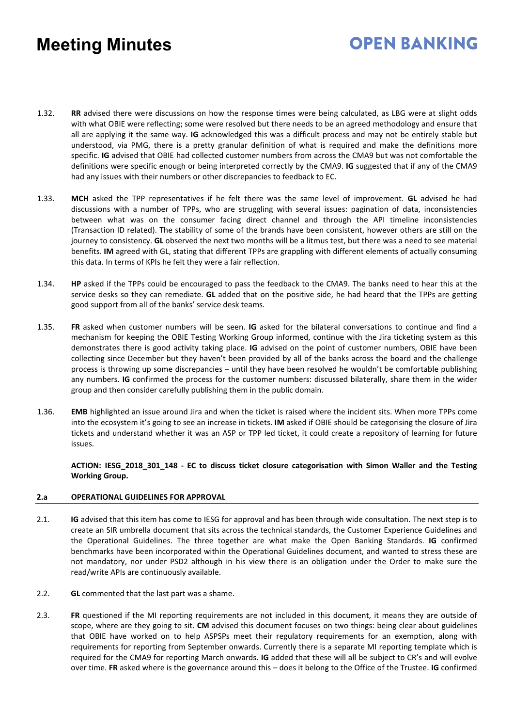1.32. **RR** advised there were discussions on how the response times were being calculated, as LBG were at slight odds with what OBIE were reflecting; some were resolved but there needs to be an agreed methodology and ensure that all are applying it the same way. **IG** acknowledged this was a difficult process and may not be entirely stable but understood, via PMG, there is a pretty granular definition of what is required and make the definitions more specific. **IG** advised that OBIE had collected customer numbers from across the CMA9 but was not comfortable the definitions were specific enough or being interpreted correctly by the CMA9. **IG** suggested that if any of the CMA9 had any issues with their numbers or other discrepancies to feedback to EC.

1.33. **MCH** asked the TPP representatives if he felt there was the same level of improvement. **GL** advised he had discussions with a number of TPPs, who are struggling with several issues: pagination of data, inconsistencies between what was on the consumer facing direct channel and through the API timeline inconsistencies (Transaction ID related). The stability of some of the brands have been consistent, however others are still on the journey to consistency. **GL** observed the next two months will be a litmus test, but there was a need to see material benefits. **IM** agreed with GL, stating that different TPPs are grappling with different elements of actually consuming this data. In terms of KPIs he felt they were a fair reflection.

1.34. **HP** asked if the TPPs could be encouraged to pass the feedback to the CMA9. The banks need to hear this at the service desks so they can remediate. **GL** added that on the positive side, he had heard that the TPPs are getting good support from all of the banks' service desk teams.

1.35. **FR** asked when customer numbers will be seen. **IG** asked for the bilateral conversations to continue and find a mechanism for keeping the OBIE Testing Working Group informed, continue with the Jira ticketing system as this demonstrates there is good activity taking place. **IG** advised on the point of customer numbers, OBIE have been collecting since December but they haven't been provided by all of the banks across the board and the challenge process is throwing up some discrepancies – until they have been resolved he wouldn't be comfortable publishing any numbers. **IG** confirmed the process for the customer numbers: discussed bilaterally, share them in the wider group and then consider carefully publishing them in the public domain.

1.36. **EMB** highlighted an issue around Jira and when the ticket is raised where the incident sits. When more TPPs come into the ecosystem it's going to see an increase in tickets. **IM** asked if OBIE should be categorising the closure of Jira tickets and understand whether it was an ASP or TPP led ticket, it could create a repository of learning for future issues.

**ACTION: IESG_2018_301_148 - EC to discuss ticket closure categorisation with Simon Waller and the Testing Working Group.**

## 2.a OPERATIONAL GUIDELINES FOR APPROVAL

2.1. **IG** advised that this item has come to IESG for approval and has been through wide consultation. The next step is to create an SIR umbrella document that sits across the technical standards, the Customer Experience Guidelines and the Operational Guidelines. The three together are what make the Open Banking Standards. **IG** confirmed benchmarks have been incorporated within the Operational Guidelines document, and wanted to stress these are not mandatory, nor under PSD2 although in his view there is an obligation under the Order to make sure the read/write APIs are continuously available.

2.2. **GL** commented that the last part was a shame.

2.3. **FR** questioned if the MI reporting requirements are not included in this document, it means they are outside of scope, where are they going to sit. **CM** advised this document focuses on two things: being clear about guidelines that OBIE have worked on to help ASPSPs meet their regulatory requirements for an exemption, along with requirements for reporting from September onwards. Currently there is a separate MI reporting template which is required for the CMA9 for reporting March onwards. **IG** added that these will all be subject to CR's and will evolve over time. **FR** asked where is the governance around this – does it belong to the Office of the Trustee. **IG** confirmed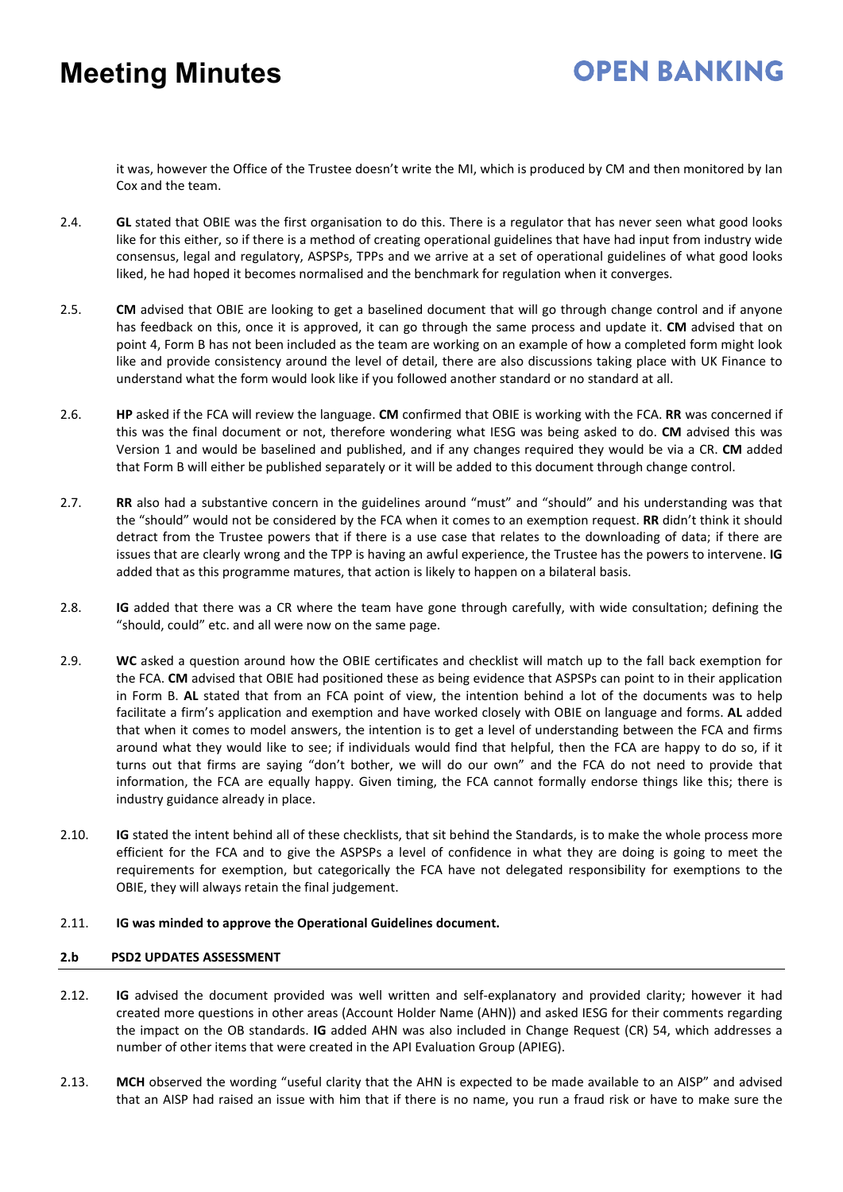it was, however the Office of the Trustee doesn't write the MI, which is produced by CM and then monitored by Ian Cox and the team.

2.4. **GL** stated that OBIE was the first organisation to do this. There is a regulator that has never seen what good looks like for this either, so if there is a method of creating operational guidelines that have had input from industry wide consensus, legal and regulatory, ASPSPs, TPPs and we arrive at a set of operational guidelines of what good looks liked, he had hoped it becomes normalised and the benchmark for regulation when it converges.

2.5. **CM** advised that OBIE are looking to get a baselined document that will go through change control and if anyone has feedback on this, once it is approved, it can go through the same process and update it. **CM** advised that on point 4, Form B has not been included as the team are working on an example of how a completed form might look like and provide consistency around the level of detail, there are also discussions taking place with UK Finance to understand what the form would look like if you followed another standard or no standard at all.

2.6. **HP** asked if the FCA will review the language. **CM** confirmed that OBIE is working with the FCA. **RR** was concerned if this was the final document or not, therefore wondering what IESG was being asked to do. **CM** advised this was Version 1 and would be baselined and published, and if any changes required they would be via a CR. **CM** added that Form B will either be published separately or it will be added to this document through change control.

2.7. **RR** also had a substantive concern in the guidelines around "must" and "should" and his understanding was that the "should" would not be considered by the FCA when it comes to an exemption request. **RR** didn't think it should detract from the Trustee powers that if there is a use case that relates to the downloading of data; if there are issues that are clearly wrong and the TPP is having an awful experience, the Trustee has the powers to intervene. **IG** added that as this programme matures, that action is likely to happen on a bilateral basis.

2.8. **IG** added that there was a CR where the team have gone through carefully, with wide consultation; defining the "should, could" etc. and all were now on the same page.

2.9. **WC** asked a question around how the OBIE certificates and checklist will match up to the fall back exemption for the FCA. **CM** advised that OBIE had positioned these as being evidence that ASPSPs can point to in their application in Form B. **AL** stated that from an FCA point of view, the intention behind a lot of the documents was to help facilitate a firm's application and exemption and have worked closely with OBIE on language and forms. **AL** added that when it comes to model answers, the intention is to get a level of understanding between the FCA and firms around what they would like to see; if individuals would find that helpful, then the FCA are happy to do so, if it turns out that firms are saying "don't bother, we will do our own" and the FCA do not need to provide that information, the FCA are equally happy. Given timing, the FCA cannot formally endorse things like this; there is industry guidance already in place.

2.10. **IG** stated the intent behind all of these checklists, that sit behind the Standards, is to make the whole process more efficient for the FCA and to give the ASPSPs a level of confidence in what they are doing is going to meet the requirements for exemption, but categorically the FCA have not delegated responsibility for exemptions to the OBIE, they will always retain the final judgement.

2.11. **IG was minded to approve the Operational Guidelines document.**

## 2.b PSD2 UPDATES ASSESSMENT

2.12. **IG** advised the document provided was well written and self-explanatory and provided clarity; however it had created more questions in other areas (Account Holder Name (AHN)) and asked IESG for their comments regarding the impact on the OB standards. **IG** added AHN was also included in Change Request (CR) 54, which addresses a number of other items that were created in the API Evaluation Group (APIEG).

2.13. **MCH** observed the wording "useful clarity that the AHN is expected to be made available to an AISP" and advised that an AISP had raised an issue with him that if there is no name, you run a fraud risk or have to make sure the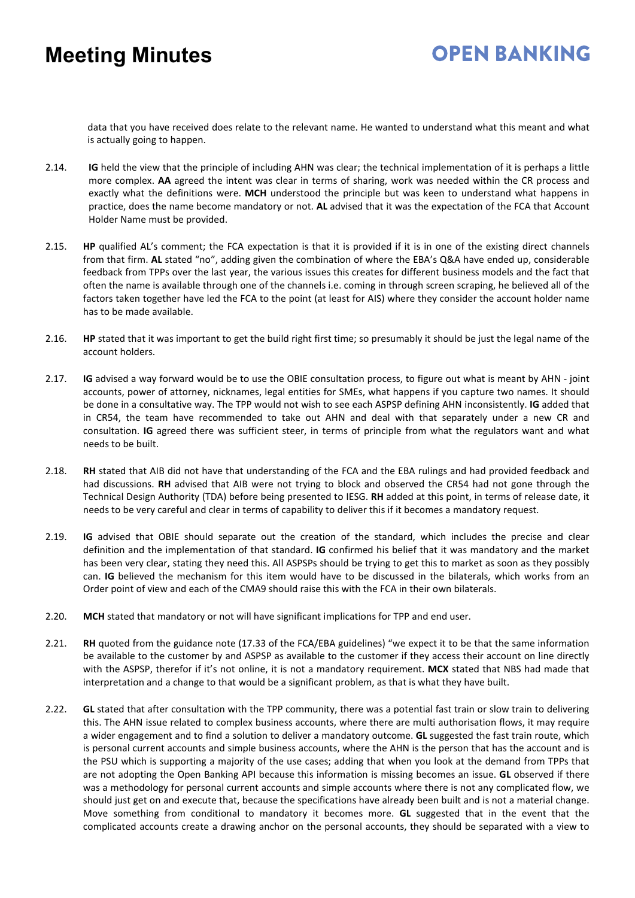data that you have received does relate to the relevant name. He wanted to understand what this meant and what is actually going to happen.

2.14. **IG** held the view that the principle of including AHN was clear; the technical implementation of it is perhaps a little more complex. **AA** agreed the intent was clear in terms of sharing, work was needed within the CR process and exactly what the definitions were. **MCH** understood the principle but was keen to understand what happens in practice, does the name become mandatory or not. **AL** advised that it was the expectation of the FCA that Account Holder Name must be provided.

2.15. **HP** qualified AL's comment; the FCA expectation is that it is provided if it is in one of the existing direct channels from that firm. **AL** stated "no", adding given the combination of where the EBA's Q&A have ended up, considerable feedback from TPPs over the last year, the various issues this creates for different business models and the fact that often the name is available through one of the channels i.e. coming in through screen scraping, he believed all of the factors taken together have led the FCA to the point (at least for AIS) where they consider the account holder name has to be made available.

2.16. **HP** stated that it was important to get the build right first time; so presumably it should be just the legal name of the account holders.

2.17. **IG** advised a way forward would be to use the OBIE consultation process, to figure out what is meant by AHN - joint accounts, power of attorney, nicknames, legal entities for SMEs, what happens if you capture two names. It should be done in a consultative way. The TPP would not wish to see each ASPSP defining AHN inconsistently. **IG** added that in CR54, the team have recommended to take out AHN and deal with that separately under a new CR and consultation. **IG** agreed there was sufficient steer, in terms of principle from what the regulators want and what needs to be built.

2.18. **RH** stated that AIB did not have that understanding of the FCA and the EBA rulings and had provided feedback and had discussions. **RH** advised that AIB were not trying to block and observed the CR54 had not gone through the Technical Design Authority (TDA) before being presented to IESG. **RH** added at this point, in terms of release date, it needs to be very careful and clear in terms of capability to deliver this if it becomes a mandatory request.

2.19. **IG** advised that OBIE should separate out the creation of the standard, which includes the precise and clear definition and the implementation of that standard. **IG** confirmed his belief that it was mandatory and the market has been very clear, stating they need this. All ASPSPs should be trying to get this to market as soon as they possibly can. **IG** believed the mechanism for this item would have to be discussed in the bilaterals, which works from an Order point of view and each of the CMA9 should raise this with the FCA in their own bilaterals.

2.20. **MCH** stated that mandatory or not will have significant implications for TPP and end user.

2.21. **RH** quoted from the guidance note (17.33 of the FCA/EBA guidelines) "we expect it to be that the same information be available to the customer by and ASPSP as available to the customer if they access their account on line directly with the ASPSP, therefor if it's not online, it is not a mandatory requirement. **MCX** stated that NBS had made that interpretation and a change to that would be a significant problem, as that is what they have built.

2.22. **GL** stated that after consultation with the TPP community, there was a potential fast train or slow train to delivering this. The AHN issue related to complex business accounts, where there are multi authorisation flows, it may require a wider engagement and to find a solution to deliver a mandatory outcome. **GL** suggested the fast train route, which is personal current accounts and simple business accounts, where the AHN is the person that has the account and is the PSU which is supporting a majority of the use cases; adding that when you look at the demand from TPPs that are not adopting the Open Banking API because this information is missing becomes an issue. **GL** observed if there was a methodology for personal current accounts and simple accounts where there is not any complicated flow, we should just get on and execute that, because the specifications have already been built and is not a material change. Move something from conditional to mandatory it becomes more. **GL** suggested that in the event that the complicated accounts create a drawing anchor on the personal accounts, they should be separated with a view to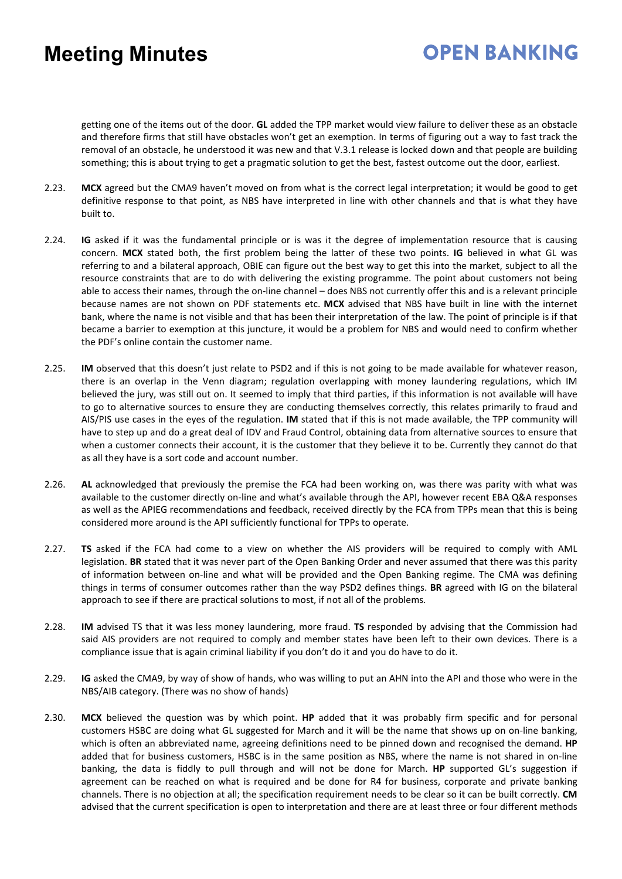getting one of the items out of the door. **GL** added the TPP market would view failure to deliver these as an obstacle and therefore firms that still have obstacles won't get an exemption. In terms of figuring out a way to fast track the removal of an obstacle, he understood it was new and that V.3.1 release is locked down and that people are building something; this is about trying to get a pragmatic solution to get the best, fastest outcome out the door, earliest.

2.23. **MCX** agreed but the CMA9 haven't moved on from what is the correct legal interpretation; it would be good to get definitive response to that point, as NBS have interpreted in line with other channels and that is what they have built to.

2.24. **IG** asked if it was the fundamental principle or is was it the degree of implementation resource that is causing concern. **MCX** stated both, the first problem being the latter of these two points. **IG** believed in what GL was referring to and a bilateral approach, OBIE can figure out the best way to get this into the market, subject to all the resource constraints that are to do with delivering the existing programme. The point about customers not being able to access their names, through the on-line channel – does NBS not currently offer this and is a relevant principle because names are not shown on PDF statements etc. **MCX** advised that NBS have built in line with the internet bank, where the name is not visible and that has been their interpretation of the law. The point of principle is if that became a barrier to exemption at this juncture, it would be a problem for NBS and would need to confirm whether the PDF's online contain the customer name.

2.25. **IM** observed that this doesn't just relate to PSD2 and if this is not going to be made available for whatever reason, there is an overlap in the Venn diagram; regulation overlapping with money laundering regulations, which IM believed the jury, was still out on. It seemed to imply that third parties, if this information is not available will have to go to alternative sources to ensure they are conducting themselves correctly, this relates primarily to fraud and AIS/PIS use cases in the eyes of the regulation. **IM** stated that if this is not made available, the TPP community will have to step up and do a great deal of IDV and Fraud Control, obtaining data from alternative sources to ensure that when a customer connects their account, it is the customer that they believe it to be. Currently they cannot do that as all they have is a sort code and account number.

2.26. **AL** acknowledged that previously the premise the FCA had been working on, was there was parity with what was available to the customer directly on-line and what's available through the API, however recent EBA Q&A responses as well as the APIEG recommendations and feedback, received directly by the FCA from TPPs mean that this is being considered more around is the API sufficiently functional for TPPs to operate.

2.27. **TS** asked if the FCA had come to a view on whether the AIS providers will be required to comply with AML legislation. **BR** stated that it was never part of the Open Banking Order and never assumed that there was this parity of information between on-line and what will be provided and the Open Banking regime. The CMA was defining things in terms of consumer outcomes rather than the way PSD2 defines things. **BR** agreed with IG on the bilateral approach to see if there are practical solutions to most, if not all of the problems.

2.28. **IM** advised TS that it was less money laundering, more fraud. **TS** responded by advising that the Commission had said AIS providers are not required to comply and member states have been left to their own devices. There is a compliance issue that is again criminal liability if you don't do it and you do have to do it.

2.29. **IG** asked the CMA9, by way of show of hands, who was willing to put an AHN into the API and those who were in the NBS/AIB category. (There was no show of hands)

2.30. **MCX** believed the question was by which point. **HP** added that it was probably firm specific and for personal customers HSBC are doing what GL suggested for March and it will be the name that shows up on on-line banking, which is often an abbreviated name, agreeing definitions need to be pinned down and recognised the demand. **HP** added that for business customers, HSBC is in the same position as NBS, where the name is not shared in on-line banking, the data is fiddly to pull through and will not be done for March. **HP** supported GL's suggestion if agreement can be reached on what is required and be done for R4 for business, corporate and private banking channels. There is no objection at all; the specification requirement needs to be clear so it can be built correctly. **CM** advised that the current specification is open to interpretation and there are at least three or four different methods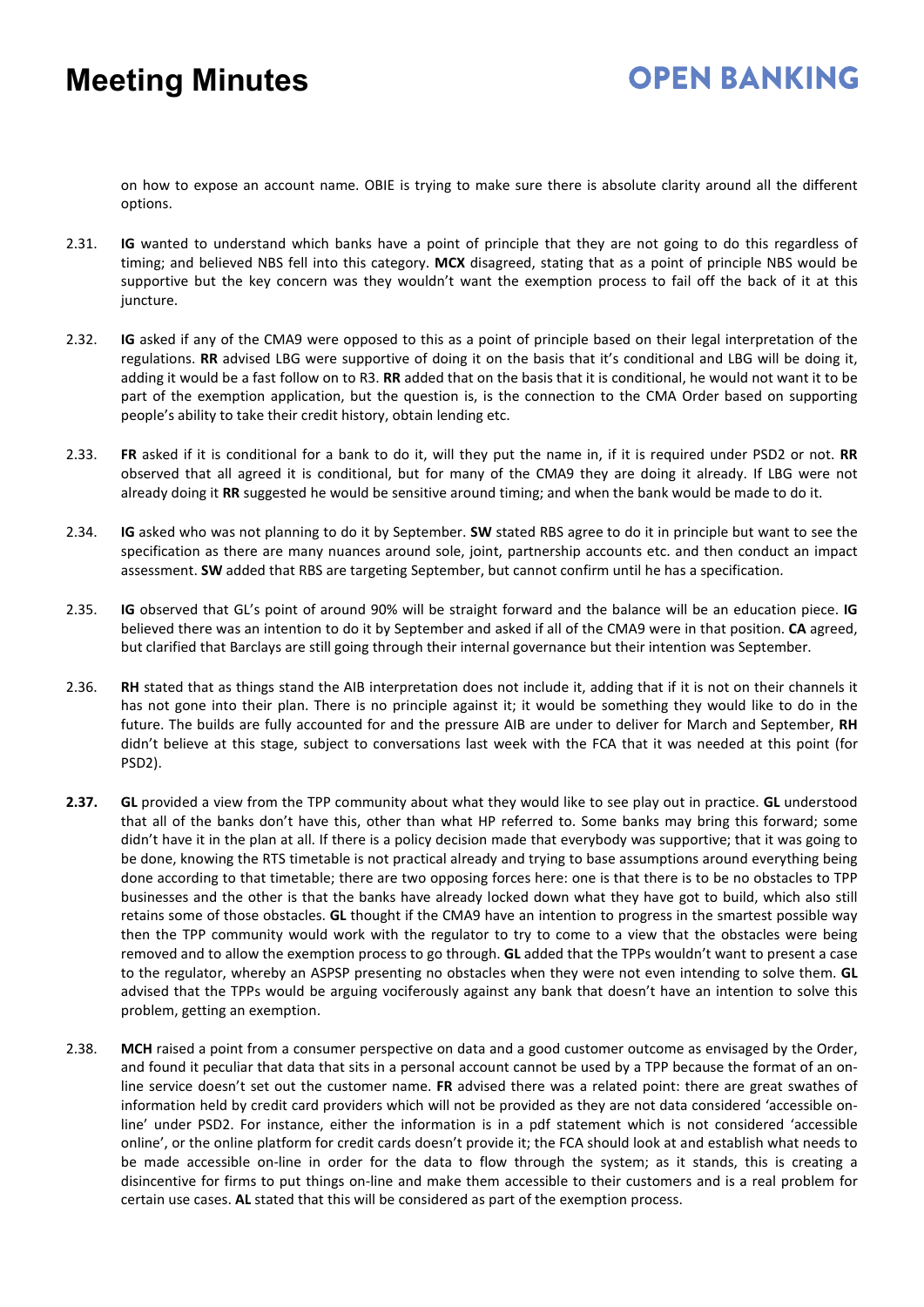on how to expose an account name. OBIE is trying to make sure there is absolute clarity around all the different options.

2.31. **IG** wanted to understand which banks have a point of principle that they are not going to do this regardless of timing; and believed NBS fell into this category. **MCX** disagreed, stating that as a point of principle NBS would be supportive but the key concern was they wouldn't want the exemption process to fail off the back of it at this juncture.

2.32. **IG** asked if any of the CMA9 were opposed to this as a point of principle based on their legal interpretation of the regulations. **RR** advised LBG were supportive of doing it on the basis that it's conditional and LBG will be doing it, adding it would be a fast follow on to R3. **RR** added that on the basis that it is conditional, he would not want it to be part of the exemption application, but the question is, is the connection to the CMA Order based on supporting people's ability to take their credit history, obtain lending etc.

2.33. **FR** asked if it is conditional for a bank to do it, will they put the name in, if it is required under PSD2 or not. **RR** observed that all agreed it is conditional, but for many of the CMA9 they are doing it already. If LBG were not already doing it **RR** suggested he would be sensitive around timing; and when the bank would be made to do it.

2.34. **IG** asked who was not planning to do it by September. **SW** stated RBS agree to do it in principle but want to see the specification as there are many nuances around sole, joint, partnership accounts etc. and then conduct an impact assessment. **SW** added that RBS are targeting September, but cannot confirm until he has a specification.

2.35. **IG** observed that GL's point of around 90% will be straight forward and the balance will be an education piece. **IG** believed there was an intention to do it by September and asked if all of the CMA9 were in that position. **CA** agreed, but clarified that Barclays are still going through their internal governance but their intention was September.

2.36. **RH** stated that as things stand the AIB interpretation does not include it, adding that if it is not on their channels it has not gone into their plan. There is no principle against it; it would be something they would like to do in the future. The builds are fully accounted for and the pressure AIB are under to deliver for March and September, **RH** didn't believe at this stage, subject to conversations last week with the FCA that it was needed at this point (for PSD2).

**2.37.** **GL** provided a view from the TPP community about what they would like to see play out in practice. **GL** understood that all of the banks don't have this, other than what HP referred to. Some banks may bring this forward; some didn't have it in the plan at all. If there is a policy decision made that everybody was supportive; that it was going to be done, knowing the RTS timetable is not practical already and trying to base assumptions around everything being done according to that timetable; there are two opposing forces here: one is that there is to be no obstacles to TPP businesses and the other is that the banks have already locked down what they have got to build, which also still retains some of those obstacles. **GL** thought if the CMA9 have an intention to progress in the smartest possible way then the TPP community would work with the regulator to try to come to a view that the obstacles were being removed and to allow the exemption process to go through. **GL** added that the TPPs wouldn't want to present a case to the regulator, whereby an ASPSP presenting no obstacles when they were not even intending to solve them. **GL** advised that the TPPs would be arguing vociferously against any bank that doesn't have an intention to solve this problem, getting an exemption.

2.38. **MCH** raised a point from a consumer perspective on data and a good customer outcome as envisaged by the Order, and found it peculiar that data that sits in a personal account cannot be used by a TPP because the format of an on-line service doesn't set out the customer name. **FR** advised there was a related point: there are great swathes of information held by credit card providers which will not be provided as they are not data considered 'accessible on-line' under PSD2. For instance, either the information is in a pdf statement which is not considered 'accessible online', or the online platform for credit cards doesn't provide it; the FCA should look at and establish what needs to be made accessible on-line in order for the data to flow through the system; as it stands, this is creating a disincentive for firms to put things on-line and make them accessible to their customers and is a real problem for certain use cases. **AL** stated that this will be considered as part of the exemption process.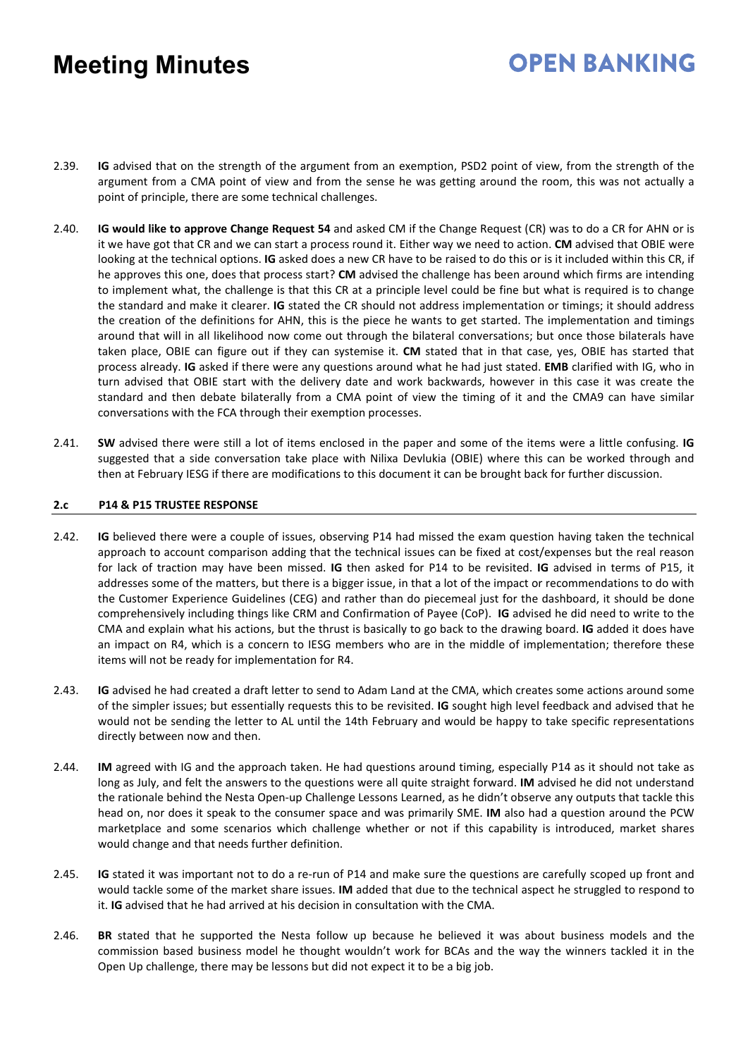2.39. **IG** advised that on the strength of the argument from an exemption, PSD2 point of view, from the strength of the argument from a CMA point of view and from the sense he was getting around the room, this was not actually a point of principle, there are some technical challenges.

2.40. **IG would like to approve Change Request 54** and asked CM if the Change Request (CR) was to do a CR for AHN or is it we have got that CR and we can start a process round it. Either way we need to action. **CM** advised that OBIE were looking at the technical options. **IG** asked does a new CR have to be raised to do this or is it included within this CR, if he approves this one, does that process start? **CM** advised the challenge has been around which firms are intending to implement what, the challenge is that this CR at a principle level could be fine but what is required is to change the standard and make it clearer. **IG** stated the CR should not address implementation or timings; it should address the creation of the definitions for AHN, this is the piece he wants to get started. The implementation and timings around that will in all likelihood now come out through the bilateral conversations; but once those bilaterals have taken place, OBIE can figure out if they can systemise it. **CM** stated that in that case, yes, OBIE has started that process already. **IG** asked if there were any questions around what he had just stated. **EMB** clarified with IG, who in turn advised that OBIE start with the delivery date and work backwards, however in this case it was create the standard and then debate bilaterally from a CMA point of view the timing of it and the CMA9 can have similar conversations with the FCA through their exemption processes.

2.41. **SW** advised there were still a lot of items enclosed in the paper and some of the items were a little confusing. **IG** suggested that a side conversation take place with Nilixa Devlukia (OBIE) where this can be worked through and then at February IESG if there are modifications to this document it can be brought back for further discussion.

### 2.c P14 & P15 TRUSTEE RESPONSE

2.42. **IG** believed there were a couple of issues, observing P14 had missed the exam question having taken the technical approach to account comparison adding that the technical issues can be fixed at cost/expenses but the real reason for lack of traction may have been missed. **IG** then asked for P14 to be revisited. **IG** advised in terms of P15, it addresses some of the matters, but there is a bigger issue, in that a lot of the impact or recommendations to do with the Customer Experience Guidelines (CEG) and rather than do piecemeal just for the dashboard, it should be done comprehensively including things like CRM and Confirmation of Payee (CoP). **IG** advised he did need to write to the CMA and explain what his actions, but the thrust is basically to go back to the drawing board. **IG** added it does have an impact on R4, which is a concern to IESG members who are in the middle of implementation; therefore these items will not be ready for implementation for R4.

2.43. **IG** advised he had created a draft letter to send to Adam Land at the CMA, which creates some actions around some of the simpler issues; but essentially requests this to be revisited. **IG** sought high level feedback and advised that he would not be sending the letter to AL until the 14th February and would be happy to take specific representations directly between now and then.

2.44. **IM** agreed with IG and the approach taken. He had questions around timing, especially P14 as it should not take as long as July, and felt the answers to the questions were all quite straight forward. **IM** advised he did not understand the rationale behind the Nesta Open-up Challenge Lessons Learned, as he didn't observe any outputs that tackle this head on, nor does it speak to the consumer space and was primarily SME. **IM** also had a question around the PCW marketplace and some scenarios which challenge whether or not if this capability is introduced, market shares would change and that needs further definition.

2.45. **IG** stated it was important not to do a re-run of P14 and make sure the questions are carefully scoped up front and would tackle some of the market share issues. **IM** added that due to the technical aspect he struggled to respond to it. **IG** advised that he had arrived at his decision in consultation with the CMA.

2.46. **BR** stated that he supported the Nesta follow up because he believed it was about business models and the commission based business model he thought wouldn't work for BCAs and the way the winners tackled it in the Open Up challenge, there may be lessons but did not expect it to be a big job.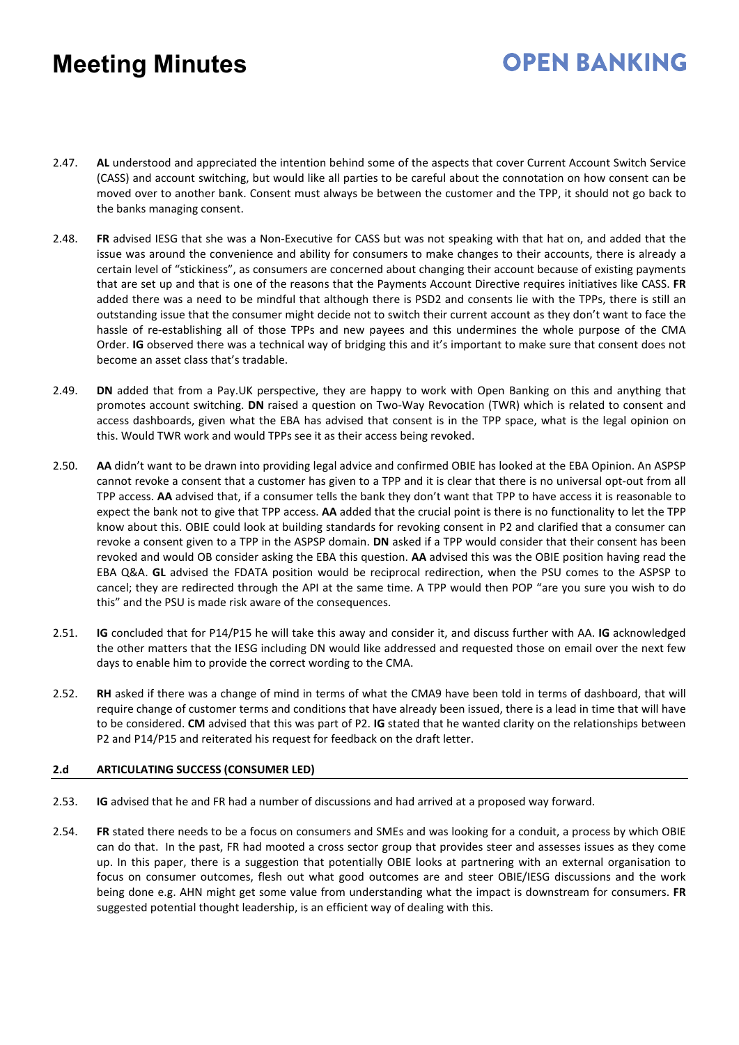2.47. **AL** understood and appreciated the intention behind some of the aspects that cover Current Account Switch Service (CASS) and account switching, but would like all parties to be careful about the connotation on how consent can be moved over to another bank. Consent must always be between the customer and the TPP, it should not go back to the banks managing consent.

2.48. **FR** advised IESG that she was a Non-Executive for CASS but was not speaking with that hat on, and added that the issue was around the convenience and ability for consumers to make changes to their accounts, there is already a certain level of "stickiness", as consumers are concerned about changing their account because of existing payments that are set up and that is one of the reasons that the Payments Account Directive requires initiatives like CASS. **FR** added there was a need to be mindful that although there is PSD2 and consents lie with the TPPs, there is still an outstanding issue that the consumer might decide not to switch their current account as they don't want to face the hassle of re-establishing all of those TPPs and new payees and this undermines the whole purpose of the CMA Order. **IG** observed there was a technical way of bridging this and it's important to make sure that consent does not become an asset class that's tradable.

2.49. **DN** added that from a Pay.UK perspective, they are happy to work with Open Banking on this and anything that promotes account switching. **DN** raised a question on Two-Way Revocation (TWR) which is related to consent and access dashboards, given what the EBA has advised that consent is in the TPP space, what is the legal opinion on this. Would TWR work and would TPPs see it as their access being revoked.

2.50. **AA** didn't want to be drawn into providing legal advice and confirmed OBIE has looked at the EBA Opinion. An ASPSP cannot revoke a consent that a customer has given to a TPP and it is clear that there is no universal opt-out from all TPP access. **AA** advised that, if a consumer tells the bank they don't want that TPP to have access it is reasonable to expect the bank not to give that TPP access. **AA** added that the crucial point is there is no functionality to let the TPP know about this. OBIE could look at building standards for revoking consent in P2 and clarified that a consumer can revoke a consent given to a TPP in the ASPSP domain. **DN** asked if a TPP would consider that their consent has been revoked and would OB consider asking the EBA this question. **AA** advised this was the OBIE position having read the EBA Q&A. **GL** advised the FDATA position would be reciprocal redirection, when the PSU comes to the ASPSP to cancel; they are redirected through the API at the same time. A TPP would then POP "are you sure you wish to do this" and the PSU is made risk aware of the consequences.

2.51. **IG** concluded that for P14/P15 he will take this away and consider it, and discuss further with AA. **IG** acknowledged the other matters that the IESG including DN would like addressed and requested those on email over the next few days to enable him to provide the correct wording to the CMA.

2.52. **RH** asked if there was a change of mind in terms of what the CMA9 have been told in terms of dashboard, that will require change of customer terms and conditions that have already been issued, there is a lead in time that will have to be considered. **CM** advised that this was part of P2. **IG** stated that he wanted clarity on the relationships between P2 and P14/P15 and reiterated his request for feedback on the draft letter.

### 2.d ARTICULATING SUCCESS (CONSUMER LED)

2.53. **IG** advised that he and FR had a number of discussions and had arrived at a proposed way forward.

2.54. **FR** stated there needs to be a focus on consumers and SMEs and was looking for a conduit, a process by which OBIE can do that. In the past, FR had mooted a cross sector group that provides steer and assesses issues as they come up. In this paper, there is a suggestion that potentially OBIE looks at partnering with an external organisation to focus on consumer outcomes, flesh out what good outcomes are and steer OBIE/IESG discussions and the work being done e.g. AHN might get some value from understanding what the impact is downstream for consumers. **FR** suggested potential thought leadership, is an efficient way of dealing with this.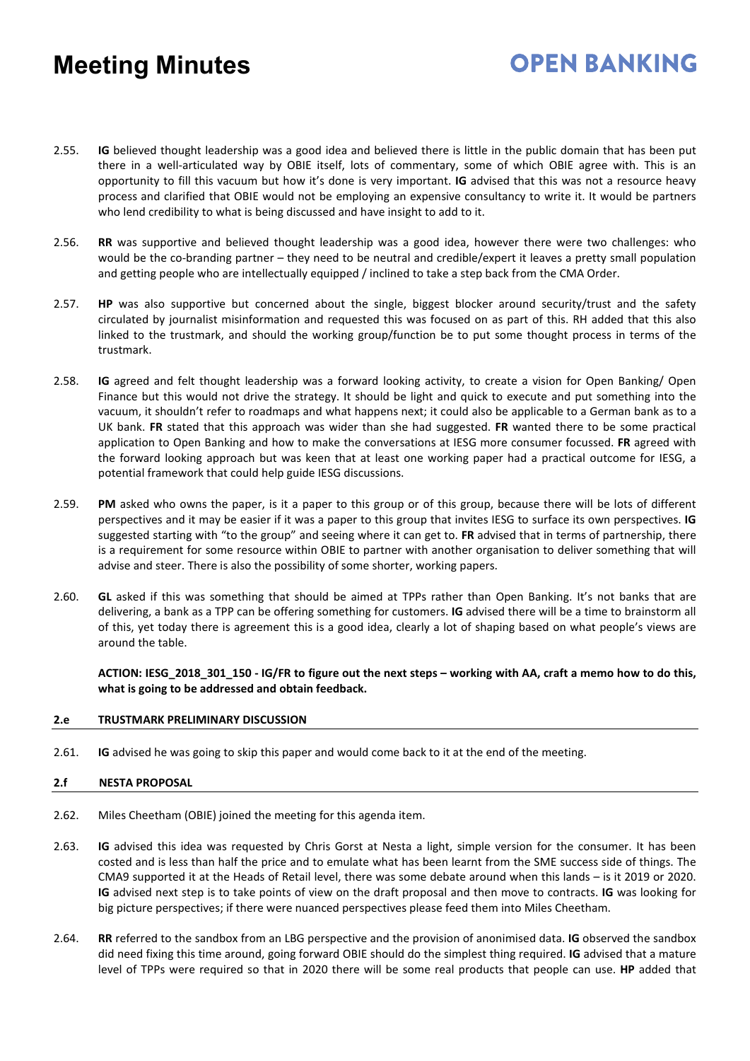- 2.55. **IG** believed thought leadership was a good idea and believed there is little in the public domain that has been put there in a well-articulated way by OBIE itself, lots of commentary, some of which OBIE agree with. This is an opportunity to fill this vacuum but how it's done is very important. **IG** advised that this was not a resource heavy process and clarified that OBIE would not be employing an expensive consultancy to write it. It would be partners who lend credibility to what is being discussed and have insight to add to it.

- 2.56. **RR** was supportive and believed thought leadership was a good idea, however there were two challenges: who would be the co-branding partner – they need to be neutral and credible/expert it leaves a pretty small population and getting people who are intellectually equipped / inclined to take a step back from the CMA Order.

- 2.57. **HP** was also supportive but concerned about the single, biggest blocker around security/trust and the safety circulated by journalist misinformation and requested this was focused on as part of this. RH added that this also linked to the trustmark, and should the working group/function be to put some thought process in terms of the trustmark.

- 2.58. **IG** agreed and felt thought leadership was a forward looking activity, to create a vision for Open Banking/ Open Finance but this would not drive the strategy. It should be light and quick to execute and put something into the vacuum, it shouldn't refer to roadmaps and what happens next; it could also be applicable to a German bank as to a UK bank. **FR** stated that this approach was wider than she had suggested. **FR** wanted there to be some practical application to Open Banking and how to make the conversations at IESG more consumer focussed. **FR** agreed with the forward looking approach but was keen that at least one working paper had a practical outcome for IESG, a potential framework that could help guide IESG discussions.

- 2.59. **PM** asked who owns the paper, is it a paper to this group or of this group, because there will be lots of different perspectives and it may be easier if it was a paper to this group that invites IESG to surface its own perspectives. **IG** suggested starting with "to the group" and seeing where it can get to. **FR** advised that in terms of partnership, there is a requirement for some resource within OBIE to partner with another organisation to deliver something that will advise and steer. There is also the possibility of some shorter, working papers.

- 2.60. **GL** asked if this was something that should be aimed at TPPs rather than Open Banking. It's not banks that are delivering, a bank as a TPP can be offering something for customers. **IG** advised there will be a time to brainstorm all of this, yet today there is agreement this is a good idea, clearly a lot of shaping based on what people's views are around the table.

  **ACTION: IESG_2018_301_150 - IG/FR to figure out the next steps – working with AA, craft a memo how to do this, what is going to be addressed and obtain feedback.**

### 2.e TRUSTMARK PRELIMINARY DISCUSSION

- 2.61. **IG** advised he was going to skip this paper and would come back to it at the end of the meeting.

### 2.f NESTA PROPOSAL

- 2.62. Miles Cheetham (OBIE) joined the meeting for this agenda item.

- 2.63. **IG** advised this idea was requested by Chris Gorst at Nesta a light, simple version for the consumer. It has been costed and is less than half the price and to emulate what has been learnt from the SME success side of things. The CMA9 supported it at the Heads of Retail level, there was some debate around when this lands – is it 2019 or 2020. **IG** advised next step is to take points of view on the draft proposal and then move to contracts. **IG** was looking for big picture perspectives; if there were nuanced perspectives please feed them into Miles Cheetham.

- 2.64. **RR** referred to the sandbox from an LBG perspective and the provision of anonimised data. **IG** observed the sandbox did need fixing this time around, going forward OBIE should do the simplest thing required. **IG** advised that a mature level of TPPs were required so that in 2020 there will be some real products that people can use. **HP** added that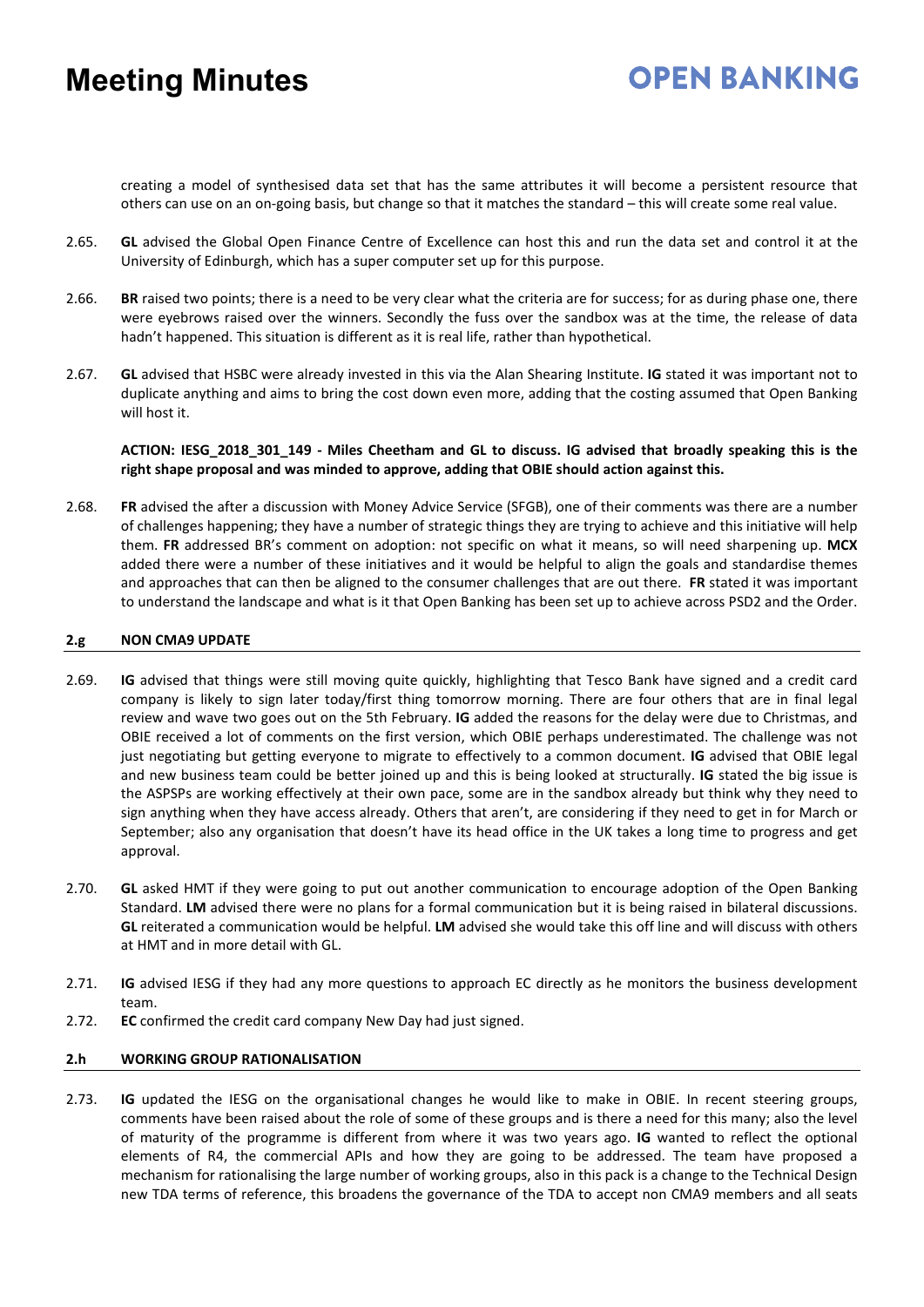creating a model of synthesised data set that has the same attributes it will become a persistent resource that others can use on an on-going basis, but change so that it matches the standard – this will create some real value.

2.65. **GL** advised the Global Open Finance Centre of Excellence can host this and run the data set and control it at the University of Edinburgh, which has a super computer set up for this purpose.

2.66. **BR** raised two points; there is a need to be very clear what the criteria are for success; for as during phase one, there were eyebrows raised over the winners. Secondly the fuss over the sandbox was at the time, the release of data hadn't happened. This situation is different as it is real life, rather than hypothetical.

2.67. **GL** advised that HSBC were already invested in this via the Alan Shearing Institute. **IG** stated it was important not to duplicate anything and aims to bring the cost down even more, adding that the costing assumed that Open Banking will host it.

**ACTION: IESG_2018_301_149 - Miles Cheetham and GL to discuss. IG advised that broadly speaking this is the right shape proposal and was minded to approve, adding that OBIE should action against this.**

2.68. **FR** advised the after a discussion with Money Advice Service (SFGB), one of their comments was there are a number of challenges happening; they have a number of strategic things they are trying to achieve and this initiative will help them. **FR** addressed BR's comment on adoption: not specific on what it means, so will need sharpening up. **MCX** added there were a number of these initiatives and it would be helpful to align the goals and standardise themes and approaches that can then be aligned to the consumer challenges that are out there. **FR** stated it was important to understand the landscape and what is it that Open Banking has been set up to achieve across PSD2 and the Order.

## 2.g NON CMA9 UPDATE

2.69. **IG** advised that things were still moving quite quickly, highlighting that Tesco Bank have signed and a credit card company is likely to sign later today/first thing tomorrow morning. There are four others that are in final legal review and wave two goes out on the 5th February. **IG** added the reasons for the delay were due to Christmas, and OBIE received a lot of comments on the first version, which OBIE perhaps underestimated. The challenge was not just negotiating but getting everyone to migrate to effectively to a common document. **IG** advised that OBIE legal and new business team could be better joined up and this is being looked at structurally. **IG** stated the big issue is the ASPSPs are working effectively at their own pace, some are in the sandbox already but think why they need to sign anything when they have access already. Others that aren't, are considering if they need to get in for March or September; also any organisation that doesn't have its head office in the UK takes a long time to progress and get approval.

2.70. **GL** asked HMT if they were going to put out another communication to encourage adoption of the Open Banking Standard. **LM** advised there were no plans for a formal communication but it is being raised in bilateral discussions. **GL** reiterated a communication would be helpful. **LM** advised she would take this off line and will discuss with others at HMT and in more detail with GL.

2.71. **IG** advised IESG if they had any more questions to approach EC directly as he monitors the business development team.

2.72. **EC** confirmed the credit card company New Day had just signed.

## 2.h WORKING GROUP RATIONALISATION

2.73. **IG** updated the IESG on the organisational changes he would like to make in OBIE. In recent steering groups, comments have been raised about the role of some of these groups and is there a need for this many; also the level of maturity of the programme is different from where it was two years ago. **IG** wanted to reflect the optional elements of R4, the commercial APIs and how they are going to be addressed. The team have proposed a mechanism for rationalising the large number of working groups, also in this pack is a change to the Technical Design new TDA terms of reference, this broadens the governance of the TDA to accept non CMA9 members and all seats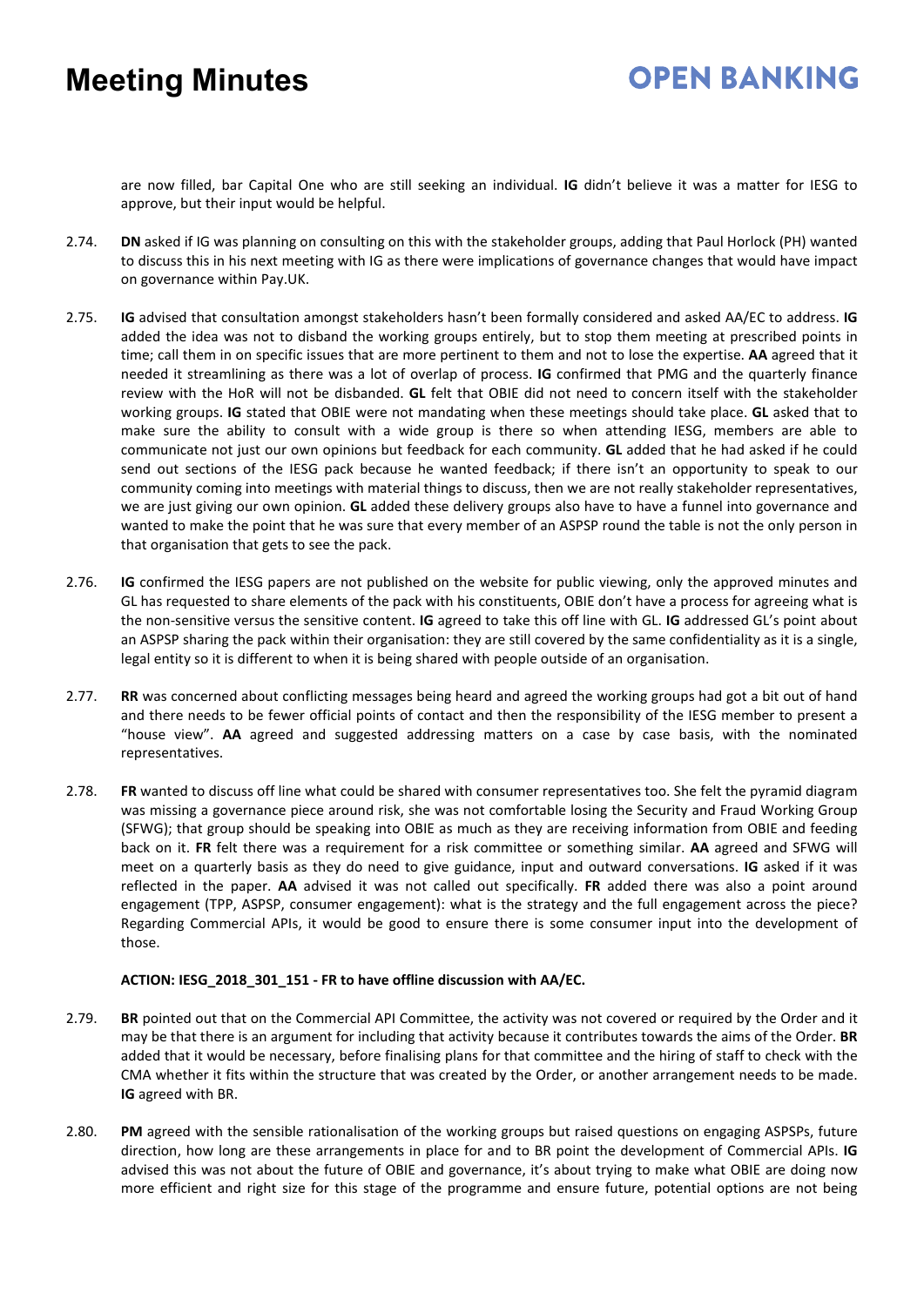are now filled, bar Capital One who are still seeking an individual. **IG** didn't believe it was a matter for IESG to approve, but their input would be helpful.

2.74. **DN** asked if IG was planning on consulting on this with the stakeholder groups, adding that Paul Horlock (PH) wanted to discuss this in his next meeting with IG as there were implications of governance changes that would have impact on governance within Pay.UK.

2.75. **IG** advised that consultation amongst stakeholders hasn't been formally considered and asked AA/EC to address. **IG** added the idea was not to disband the working groups entirely, but to stop them meeting at prescribed points in time; call them in on specific issues that are more pertinent to them and not to lose the expertise. **AA** agreed that it needed it streamlining as there was a lot of overlap of process. **IG** confirmed that PMG and the quarterly finance review with the HoR will not be disbanded. **GL** felt that OBIE did not need to concern itself with the stakeholder working groups. **IG** stated that OBIE were not mandating when these meetings should take place. **GL** asked that to make sure the ability to consult with a wide group is there so when attending IESG, members are able to communicate not just our own opinions but feedback for each community. **GL** added that he had asked if he could send out sections of the IESG pack because he wanted feedback; if there isn't an opportunity to speak to our community coming into meetings with material things to discuss, then we are not really stakeholder representatives, we are just giving our own opinion. **GL** added these delivery groups also have to have a funnel into governance and wanted to make the point that he was sure that every member of an ASPSP round the table is not the only person in that organisation that gets to see the pack.

2.76. **IG** confirmed the IESG papers are not published on the website for public viewing, only the approved minutes and GL has requested to share elements of the pack with his constituents, OBIE don't have a process for agreeing what is the non-sensitive versus the sensitive content. **IG** agreed to take this off line with GL. **IG** addressed GL's point about an ASPSP sharing the pack within their organisation: they are still covered by the same confidentiality as it is a single, legal entity so it is different to when it is being shared with people outside of an organisation.

2.77. **RR** was concerned about conflicting messages being heard and agreed the working groups had got a bit out of hand and there needs to be fewer official points of contact and then the responsibility of the IESG member to present a "house view". **AA** agreed and suggested addressing matters on a case by case basis, with the nominated representatives.

2.78. **FR** wanted to discuss off line what could be shared with consumer representatives too. She felt the pyramid diagram was missing a governance piece around risk, she was not comfortable losing the Security and Fraud Working Group (SFWG); that group should be speaking into OBIE as much as they are receiving information from OBIE and feeding back on it. **FR** felt there was a requirement for a risk committee or something similar. **AA** agreed and SFWG will meet on a quarterly basis as they do need to give guidance, input and outward conversations. **IG** asked if it was reflected in the paper. **AA** advised it was not called out specifically. **FR** added there was also a point around engagement (TPP, ASPSP, consumer engagement): what is the strategy and the full engagement across the piece? Regarding Commercial APIs, it would be good to ensure there is some consumer input into the development of those.

**ACTION: IESG_2018_301_151 - FR to have offline discussion with AA/EC.**

2.79. **BR** pointed out that on the Commercial API Committee, the activity was not covered or required by the Order and it may be that there is an argument for including that activity because it contributes towards the aims of the Order. **BR** added that it would be necessary, before finalising plans for that committee and the hiring of staff to check with the CMA whether it fits within the structure that was created by the Order, or another arrangement needs to be made. **IG** agreed with BR.

2.80. **PM** agreed with the sensible rationalisation of the working groups but raised questions on engaging ASPSPs, future direction, how long are these arrangements in place for and to BR point the development of Commercial APIs. **IG** advised this was not about the future of OBIE and governance, it's about trying to make what OBIE are doing now more efficient and right size for this stage of the programme and ensure future, potential options are not being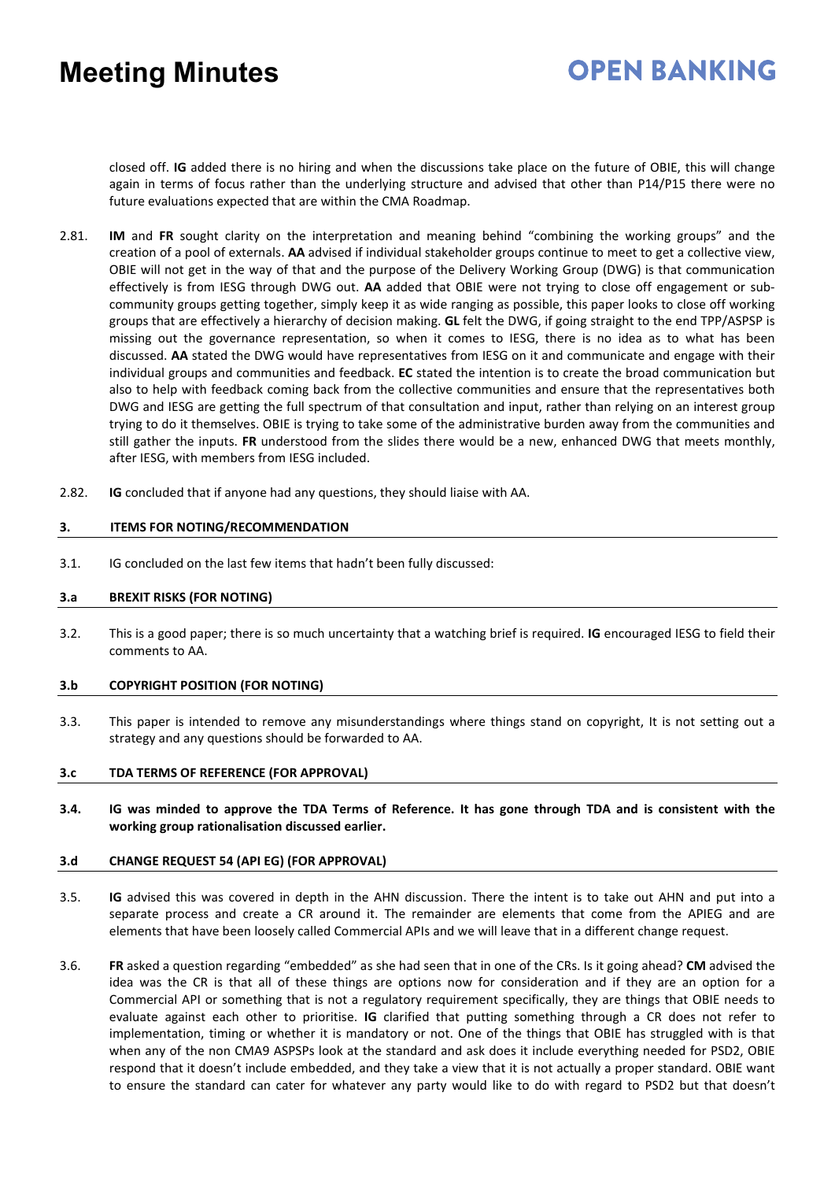closed off. **IG** added there is no hiring and when the discussions take place on the future of OBIE, this will change again in terms of focus rather than the underlying structure and advised that other than P14/P15 there were no future evaluations expected that are within the CMA Roadmap.

2.81. **IM** and **FR** sought clarity on the interpretation and meaning behind "combining the working groups" and the creation of a pool of externals. **AA** advised if individual stakeholder groups continue to meet to get a collective view, OBIE will not get in the way of that and the purpose of the Delivery Working Group (DWG) is that communication effectively is from IESG through DWG out. **AA** added that OBIE were not trying to close off engagement or sub-community groups getting together, simply keep it as wide ranging as possible, this paper looks to close off working groups that are effectively a hierarchy of decision making. **GL** felt the DWG, if going straight to the end TPP/ASPSP is missing out the governance representation, so when it comes to IESG, there is no idea as to what has been discussed. **AA** stated the DWG would have representatives from IESG on it and communicate and engage with their individual groups and communities and feedback. **EC** stated the intention is to create the broad communication but also to help with feedback coming back from the collective communities and ensure that the representatives both DWG and IESG are getting the full spectrum of that consultation and input, rather than relying on an interest group trying to do it themselves. OBIE is trying to take some of the administrative burden away from the communities and still gather the inputs. **FR** understood from the slides there would be a new, enhanced DWG that meets monthly, after IESG, with members from IESG included.

2.82. **IG** concluded that if anyone had any questions, they should liaise with AA.

## 3. ITEMS FOR NOTING/RECOMMENDATION

3.1. IG concluded on the last few items that hadn't been fully discussed:

### 3.a BREXIT RISKS (FOR NOTING)

3.2. This is a good paper; there is so much uncertainty that a watching brief is required. **IG** encouraged IESG to field their comments to AA.

### 3.b COPYRIGHT POSITION (FOR NOTING)

3.3. This paper is intended to remove any misunderstandings where things stand on copyright, It is not setting out a strategy and any questions should be forwarded to AA.

### 3.c TDA TERMS OF REFERENCE (FOR APPROVAL)

**3.4. IG was minded to approve the TDA Terms of Reference. It has gone through TDA and is consistent with the working group rationalisation discussed earlier.**

### 3.d CHANGE REQUEST 54 (API EG) (FOR APPROVAL)

3.5. **IG** advised this was covered in depth in the AHN discussion. There the intent is to take out AHN and put into a separate process and create a CR around it. The remainder are elements that come from the APIEG and are elements that have been loosely called Commercial APIs and we will leave that in a different change request.

3.6. **FR** asked a question regarding "embedded" as she had seen that in one of the CRs. Is it going ahead? **CM** advised the idea was the CR is that all of these things are options now for consideration and if they are an option for a Commercial API or something that is not a regulatory requirement specifically, they are things that OBIE needs to evaluate against each other to prioritise. **IG** clarified that putting something through a CR does not refer to implementation, timing or whether it is mandatory or not. One of the things that OBIE has struggled with is that when any of the non CMA9 ASPSPs look at the standard and ask does it include everything needed for PSD2, OBIE respond that it doesn't include embedded, and they take a view that it is not actually a proper standard. OBIE want to ensure the standard can cater for whatever any party would like to do with regard to PSD2 but that doesn't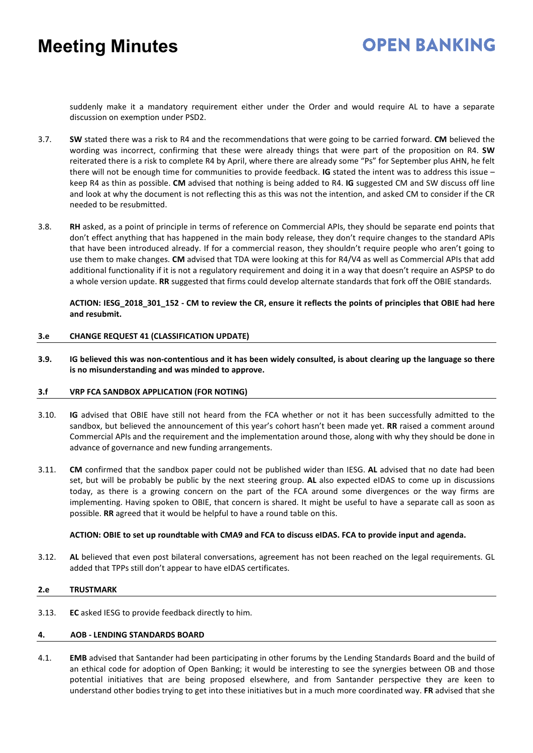suddenly make it a mandatory requirement either under the Order and would require AL to have a separate discussion on exemption under PSD2.

3.7. **SW** stated there was a risk to R4 and the recommendations that were going to be carried forward. **CM** believed the wording was incorrect, confirming that these were already things that were part of the proposition on R4. **SW** reiterated there is a risk to complete R4 by April, where there are already some "Ps" for September plus AHN, he felt there will not be enough time for communities to provide feedback. **IG** stated the intent was to address this issue – keep R4 as thin as possible. **CM** advised that nothing is being added to R4. **IG** suggested CM and SW discuss off line and look at why the document is not reflecting this as this was not the intention, and asked CM to consider if the CR needed to be resubmitted.

3.8. **RH** asked, as a point of principle in terms of reference on Commercial APIs, they should be separate end points that don't effect anything that has happened in the main body release, they don't require changes to the standard APIs that have been introduced already. If for a commercial reason, they shouldn't require people who aren't going to use them to make changes. **CM** advised that TDA were looking at this for R4/V4 as well as Commercial APIs that add additional functionality if it is not a regulatory requirement and doing it in a way that doesn't require an ASPSP to do a whole version update. **RR** suggested that firms could develop alternate standards that fork off the OBIE standards.

**ACTION: IESG_2018_301_152 - CM to review the CR, ensure it reflects the points of principles that OBIE had here and resubmit.**

### 3.e CHANGE REQUEST 41 (CLASSIFICATION UPDATE)

**3.9. IG believed this was non-contentious and it has been widely consulted, is about clearing up the language so there is no misunderstanding and was minded to approve.**

### 3.f VRP FCA SANDBOX APPLICATION (FOR NOTING)

3.10. **IG** advised that OBIE have still not heard from the FCA whether or not it has been successfully admitted to the sandbox, but believed the announcement of this year's cohort hasn't been made yet. **RR** raised a comment around Commercial APIs and the requirement and the implementation around those, along with why they should be done in advance of governance and new funding arrangements.

3.11. **CM** confirmed that the sandbox paper could not be published wider than IESG. **AL** advised that no date had been set, but will be probably be public by the next steering group. **AL** also expected eIDAS to come up in discussions today, as there is a growing concern on the part of the FCA around some divergences or the way firms are implementing. Having spoken to OBIE, that concern is shared. It might be useful to have a separate call as soon as possible. **RR** agreed that it would be helpful to have a round table on this.

**ACTION: OBIE to set up roundtable with CMA9 and FCA to discuss eIDAS. FCA to provide input and agenda.**

3.12. **AL** believed that even post bilateral conversations, agreement has not been reached on the legal requirements. GL added that TPPs still don't appear to have eIDAS certificates.

### 2.e TRUSTMARK

3.13. **EC** asked IESG to provide feedback directly to him.

### 4. AOB - LENDING STANDARDS BOARD

4.1. **EMB** advised that Santander had been participating in other forums by the Lending Standards Board and the build of an ethical code for adoption of Open Banking; it would be interesting to see the synergies between OB and those potential initiatives that are being proposed elsewhere, and from Santander perspective they are keen to understand other bodies trying to get into these initiatives but in a much more coordinated way. **FR** advised that she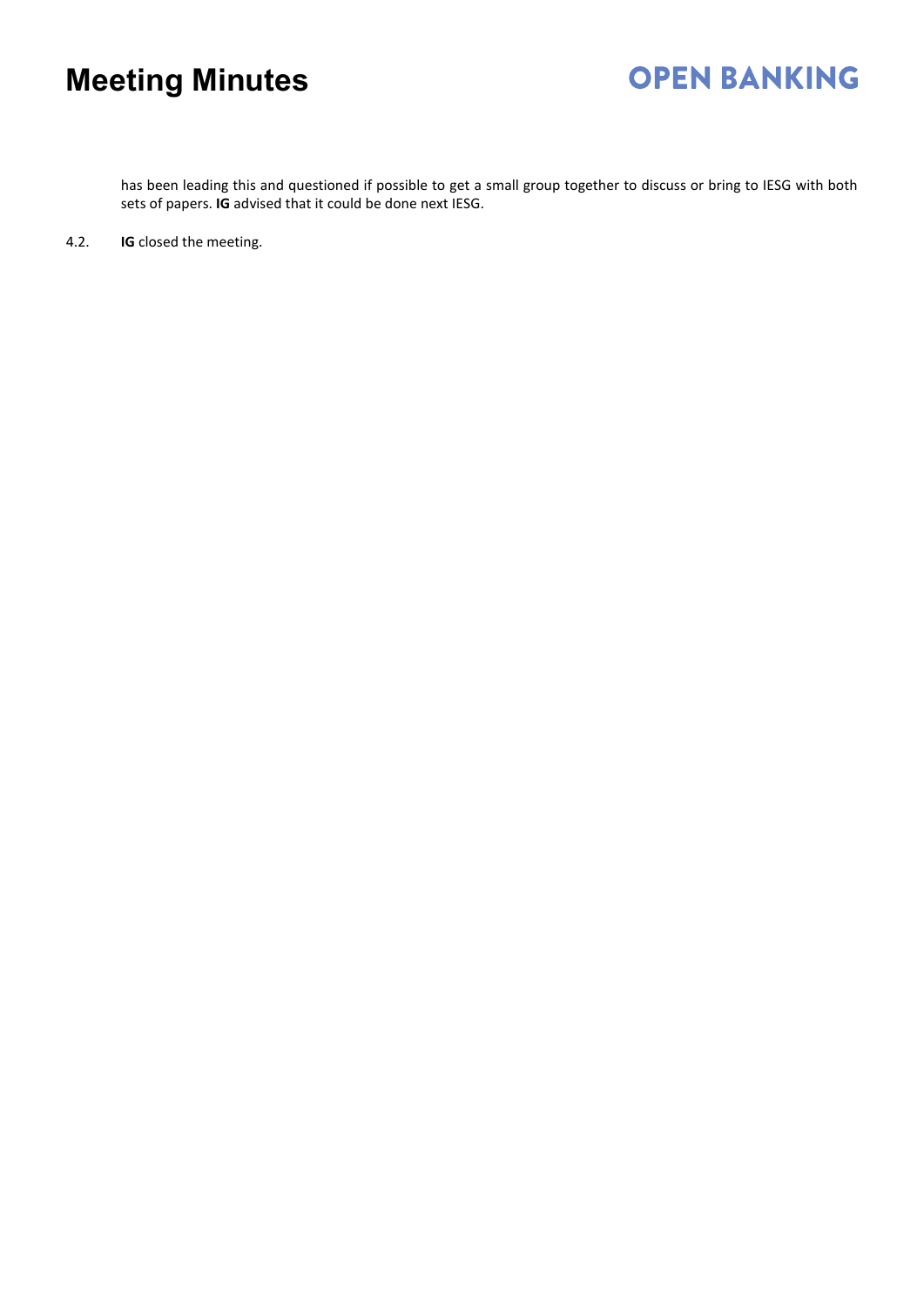has been leading this and questioned if possible to get a small group together to discuss or bring to IESG with both sets of papers. **IG** advised that it could be done next IESG.

4.2. **IG** closed the meeting.